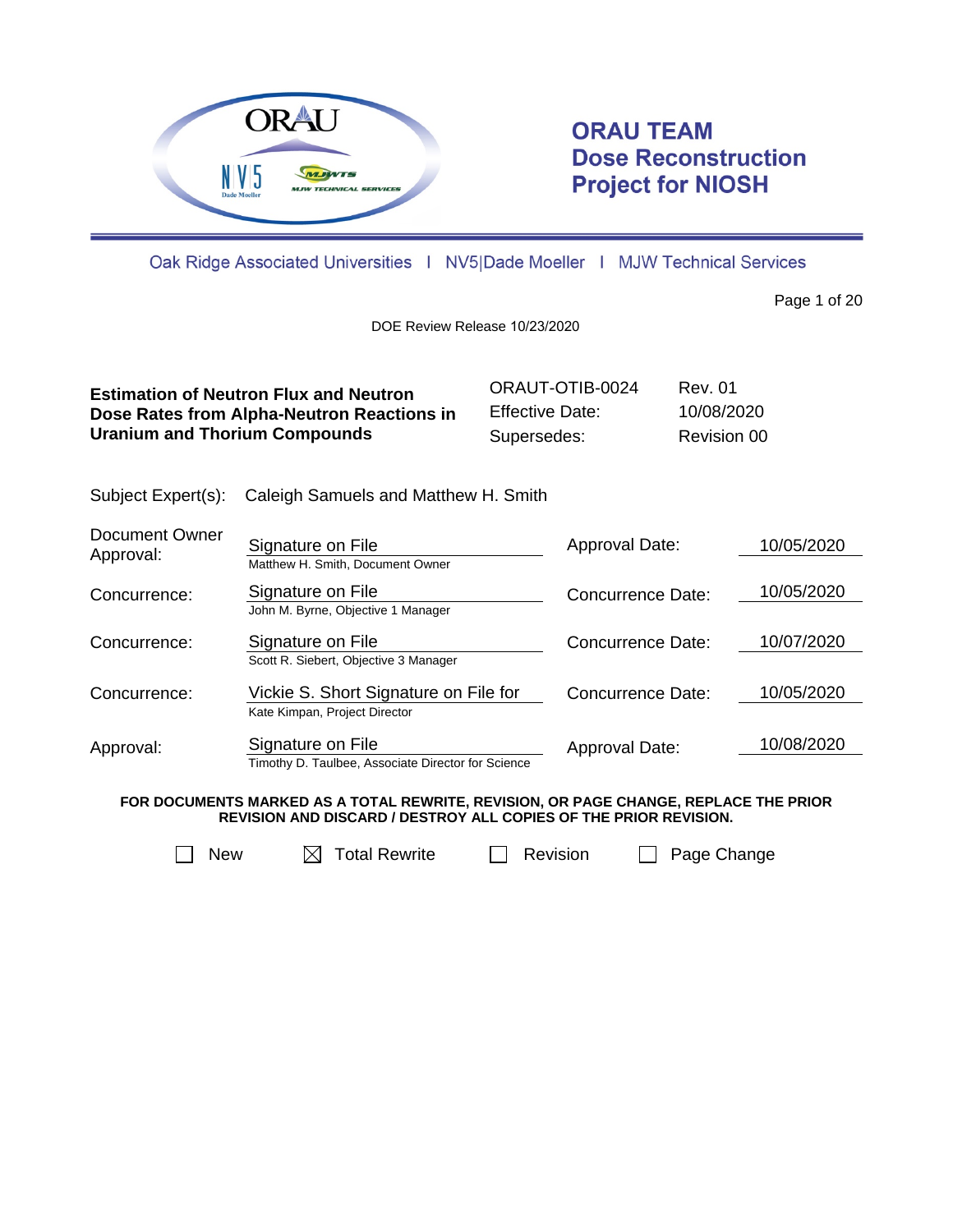**ORAU TEAM**
**Dose Reconstruction**
**Project for NIOSH**

Oak Ridge Associated Universities | NV5|Dade Moeller | MJW Technical Services

DOE Review Release 10/23/2020

| **Estimation of Neutron Flux and Neutron Dose Rates from Alpha-Neutron Reactions in Uranium and Thorium Compounds** | ORAUT-OTIB-0024 | Rev. 01 |
|---|---|---|
| | Effective Date: | 10/08/2020 |
| | Supersedes: | Revision 00 |

Subject Expert(s): Caleigh Samuels and Matthew H. Smith

| | | | |
|---|---|---|---|
| Document Owner Approval: | Signature on File<br>Matthew H. Smith, Document Owner | Approval Date: | 10/05/2020 |
| Concurrence: | Signature on File<br>John M. Byrne, Objective 1 Manager | Concurrence Date: | 10/05/2020 |
| Concurrence: | Signature on File<br>Scott R. Siebert, Objective 3 Manager | Concurrence Date: | 10/07/2020 |
| Concurrence: | Vickie S. Short Signature on File for<br>Kate Kimpan, Project Director | Concurrence Date: | 10/05/2020 |
| Approval: | Signature on File<br>Timothy D. Taulbee, Associate Director for Science | Approval Date: | 10/08/2020 |

**FOR DOCUMENTS MARKED AS A TOTAL REWRITE, REVISION, OR PAGE CHANGE, REPLACE THE PRIOR REVISION AND DISCARD / DESTROY ALL COPIES OF THE PRIOR REVISION.**

☐ New ☒ Total Rewrite ☐ Revision ☐ Page Change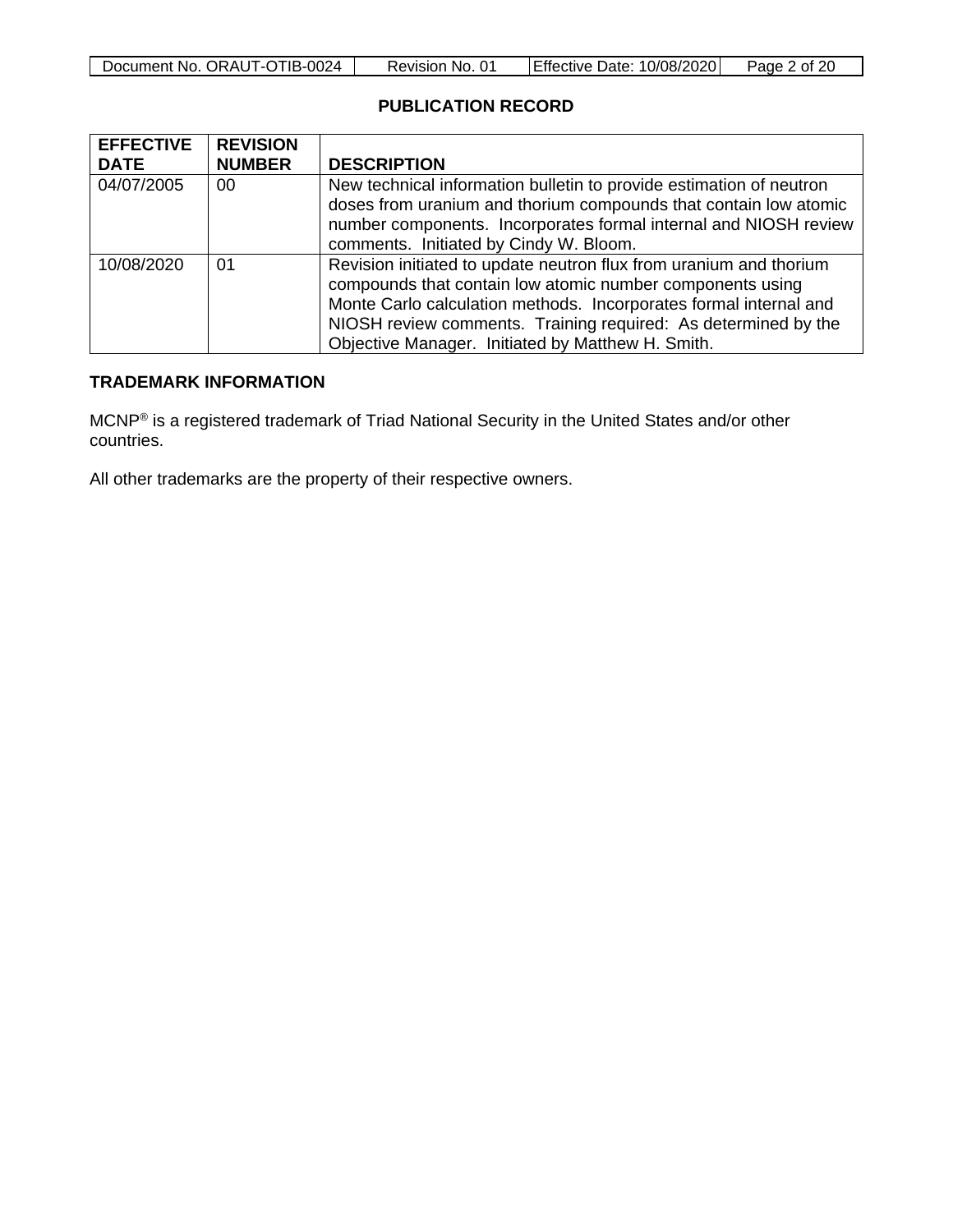## PUBLICATION RECORD

| EFFECTIVE DATE | REVISION NUMBER | DESCRIPTION |
|---|---|---|
| 04/07/2005 | 00 | New technical information bulletin to provide estimation of neutron doses from uranium and thorium compounds that contain low atomic number components. Incorporates formal internal and NIOSH review comments. Initiated by Cindy W. Bloom. |
| 10/08/2020 | 01 | Revision initiated to update neutron flux from uranium and thorium compounds that contain low atomic number components using Monte Carlo calculation methods. Incorporates formal internal and NIOSH review comments. Training required: As determined by the Objective Manager. Initiated by Matthew H. Smith. |

## TRADEMARK INFORMATION

MCNP® is a registered trademark of Triad National Security in the United States and/or other countries.

All other trademarks are the property of their respective owners.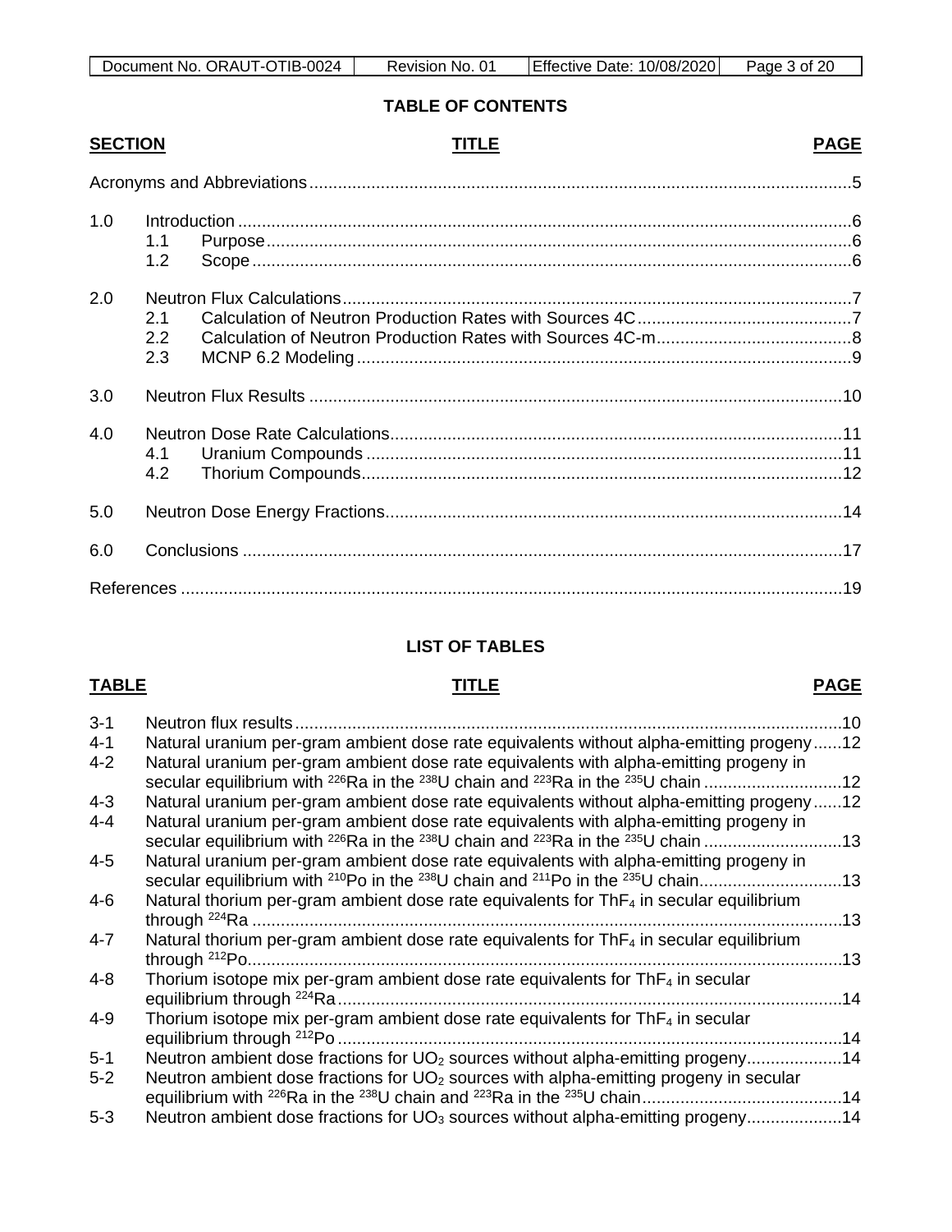## TABLE OF CONTENTS

| SECTION | TITLE | PAGE |
|---|---|---|
| | Acronyms and Abbreviations | 5 |
| 1.0 | Introduction | 6 |
| 1.1 | Purpose | 6 |
| 1.2 | Scope | 6 |
| 2.0 | Neutron Flux Calculations | 7 |
| 2.1 | Calculation of Neutron Production Rates with Sources 4C | 7 |
| 2.2 | Calculation of Neutron Production Rates with Sources 4C-m | 8 |
| 2.3 | MCNP 6.2 Modeling | 9 |
| 3.0 | Neutron Flux Results | 10 |
| 4.0 | Neutron Dose Rate Calculations | 11 |
| 4.1 | Uranium Compounds | 11 |
| 4.2 | Thorium Compounds | 12 |
| 5.0 | Neutron Dose Energy Fractions | 14 |
| 6.0 | Conclusions | 17 |
| | References | 19 |

## LIST OF TABLES

| TABLE | TITLE | PAGE |
|---|---|---|
| 3-1 | Neutron flux results | 10 |
| 4-1 | Natural uranium per-gram ambient dose rate equivalents without alpha-emitting progeny | 12 |
| 4-2 | Natural uranium per-gram ambient dose rate equivalents with alpha-emitting progeny in secular equilibrium with $^{226}Ra$ in the $^{238}U$ chain and $^{223}Ra$ in the $^{235}U$ chain | 12 |
| 4-3 | Natural uranium per-gram ambient dose rate equivalents without alpha-emitting progeny | 12 |
| 4-4 | Natural uranium per-gram ambient dose rate equivalents with alpha-emitting progeny in secular equilibrium with $^{226}Ra$ in the $^{238}U$ chain and $^{223}Ra$ in the $^{235}U$ chain | 13 |
| 4-5 | Natural uranium per-gram ambient dose rate equivalents with alpha-emitting progeny in secular equilibrium with $^{210}Po$ in the $^{238}U$ chain and $^{211}Po$ in the $^{235}U$ chain | 13 |
| 4-6 | Natural thorium per-gram ambient dose rate equivalents for $ThF_4$ in secular equilibrium through $^{224}Ra$ | 13 |
| 4-7 | Natural thorium per-gram ambient dose rate equivalents for $ThF_4$ in secular equilibrium through $^{212}Po$ | 13 |
| 4-8 | Thorium isotope mix per-gram ambient dose rate equivalents for $ThF_4$ in secular equilibrium through $^{224}Ra$ | 14 |
| 4-9 | Thorium isotope mix per-gram ambient dose rate equivalents for $ThF_4$ in secular equilibrium through $^{212}Po$ | 14 |
| 5-1 | Neutron ambient dose fractions for $UO_2$ sources without alpha-emitting progeny | 14 |
| 5-2 | Neutron ambient dose fractions for $UO_2$ sources with alpha-emitting progeny in secular equilibrium with $^{226}Ra$ in the $^{238}U$ chain and $^{223}Ra$ in the $^{235}U$ chain | 14 |
| 5-3 | Neutron ambient dose fractions for $UO_3$ sources without alpha-emitting progeny | 14 |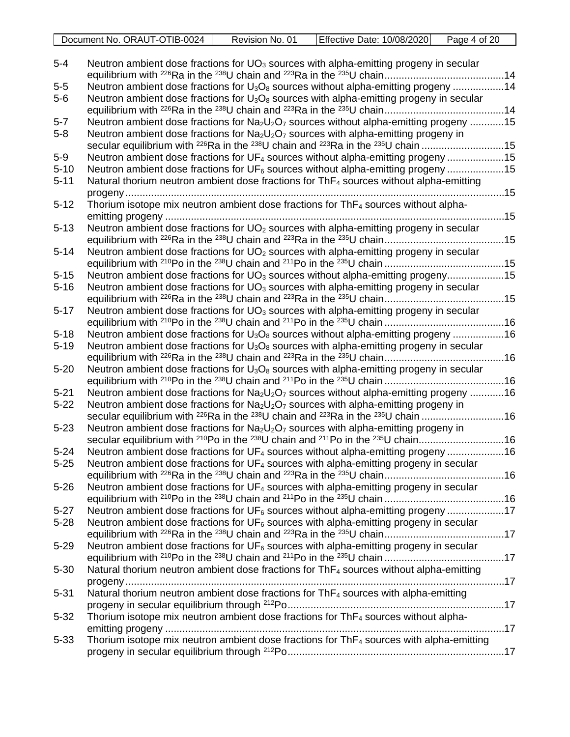| | | |
|---|---|---|
| 5-4 | Neutron ambient dose fractions for $UO_3$ sources with alpha-emitting progeny in secular equilibrium with $^{226}Ra$ in the $^{238}U$ chain and $^{223}Ra$ in the $^{235}U$ chain | 14 |
| 5-5 | Neutron ambient dose fractions for $U_3O_8$ sources without alpha-emitting progeny | 14 |
| 5-6 | Neutron ambient dose fractions for $U_3O_8$ sources with alpha-emitting progeny in secular equilibrium with $^{226}Ra$ in the $^{238}U$ chain and $^{223}Ra$ in the $^{235}U$ chain | 14 |
| 5-7 | Neutron ambient dose fractions for $Na_2U_2O_7$ sources without alpha-emitting progeny | 15 |
| 5-8 | Neutron ambient dose fractions for $Na_2U_2O_7$ sources with alpha-emitting progeny in secular equilibrium with $^{226}Ra$ in the $^{238}U$ chain and $^{223}Ra$ in the $^{235}U$ chain | 15 |
| 5-9 | Neutron ambient dose fractions for $UF_4$ sources without alpha-emitting progeny | 15 |
| 5-10 | Neutron ambient dose fractions for $UF_6$ sources without alpha-emitting progeny | 15 |
| 5-11 | Natural thorium neutron ambient dose fractions for $ThF_4$ sources without alpha-emitting progeny | 15 |
| 5-12 | Thorium isotope mix neutron ambient dose fractions for $ThF_4$ sources without alpha-emitting progeny | 15 |
| 5-13 | Neutron ambient dose fractions for $UO_2$ sources with alpha-emitting progeny in secular equilibrium with $^{226}Ra$ in the $^{238}U$ chain and $^{223}Ra$ in the $^{235}U$ chain | 15 |
| 5-14 | Neutron ambient dose fractions for $UO_2$ sources with alpha-emitting progeny in secular equilibrium with $^{210}Po$ in the $^{238}U$ chain and $^{211}Po$ in the $^{235}U$ chain | 15 |
| 5-15 | Neutron ambient dose fractions for $UO_3$ sources without alpha-emitting progeny | 15 |
| 5-16 | Neutron ambient dose fractions for $UO_3$ sources with alpha-emitting progeny in secular equilibrium with $^{226}Ra$ in the $^{238}U$ chain and $^{223}Ra$ in the $^{235}U$ chain | 15 |
| 5-17 | Neutron ambient dose fractions for $UO_3$ sources with alpha-emitting progeny in secular equilibrium with $^{210}Po$ in the $^{238}U$ chain and $^{211}Po$ in the $^{235}U$ chain | 16 |
| 5-18 | Neutron ambient dose fractions for $U_3O_8$ sources without alpha-emitting progeny | 16 |
| 5-19 | Neutron ambient dose fractions for $U_3O_8$ sources with alpha-emitting progeny in secular equilibrium with $^{226}Ra$ in the $^{238}U$ chain and $^{223}Ra$ in the $^{235}U$ chain | 16 |
| 5-20 | Neutron ambient dose fractions for $U_3O_8$ sources with alpha-emitting progeny in secular equilibrium with $^{210}Po$ in the $^{238}U$ chain and $^{211}Po$ in the $^{235}U$ chain | 16 |
| 5-21 | Neutron ambient dose fractions for $Na_2U_2O_7$ sources without alpha-emitting progeny | 16 |
| 5-22 | Neutron ambient dose fractions for $Na_2U_2O_7$ sources with alpha-emitting progeny in secular equilibrium with $^{226}Ra$ in the $^{238}U$ chain and $^{223}Ra$ in the $^{235}U$ chain | 16 |
| 5-23 | Neutron ambient dose fractions for $Na_2U_2O_7$ sources with alpha-emitting progeny in secular equilibrium with $^{210}Po$ in the $^{238}U$ chain and $^{211}Po$ in the $^{235}U$ chain | 16 |
| 5-24 | Neutron ambient dose fractions for $UF_4$ sources without alpha-emitting progeny | 16 |
| 5-25 | Neutron ambient dose fractions for $UF_4$ sources with alpha-emitting progeny in secular equilibrium with $^{226}Ra$ in the $^{238}U$ chain and $^{223}Ra$ in the $^{235}U$ chain | 16 |
| 5-26 | Neutron ambient dose fractions for $UF_4$ sources with alpha-emitting progeny in secular equilibrium with $^{210}Po$ in the $^{238}U$ chain and $^{211}Po$ in the $^{235}U$ chain | 16 |
| 5-27 | Neutron ambient dose fractions for $UF_6$ sources without alpha-emitting progeny | 17 |
| 5-28 | Neutron ambient dose fractions for $UF_6$ sources with alpha-emitting progeny in secular equilibrium with $^{226}Ra$ in the $^{238}U$ chain and $^{223}Ra$ in the $^{235}U$ chain | 17 |
| 5-29 | Neutron ambient dose fractions for $UF_6$ sources with alpha-emitting progeny in secular equilibrium with $^{210}Po$ in the $^{238}U$ chain and $^{211}Po$ in the $^{235}U$ chain | 17 |
| 5-30 | Natural thorium neutron ambient dose fractions for $ThF_4$ sources without alpha-emitting progeny | 17 |
| 5-31 | Natural thorium neutron ambient dose fractions for $ThF_4$ sources with alpha-emitting progeny in secular equilibrium through $^{212}Po$ | 17 |
| 5-32 | Thorium isotope mix neutron ambient dose fractions for $ThF_4$ sources without alpha-emitting progeny | 17 |
| 5-33 | Thorium isotope mix neutron ambient dose fractions for $ThF_4$ sources with alpha-emitting progeny in secular equilibrium through $^{212}Po$ | 17 |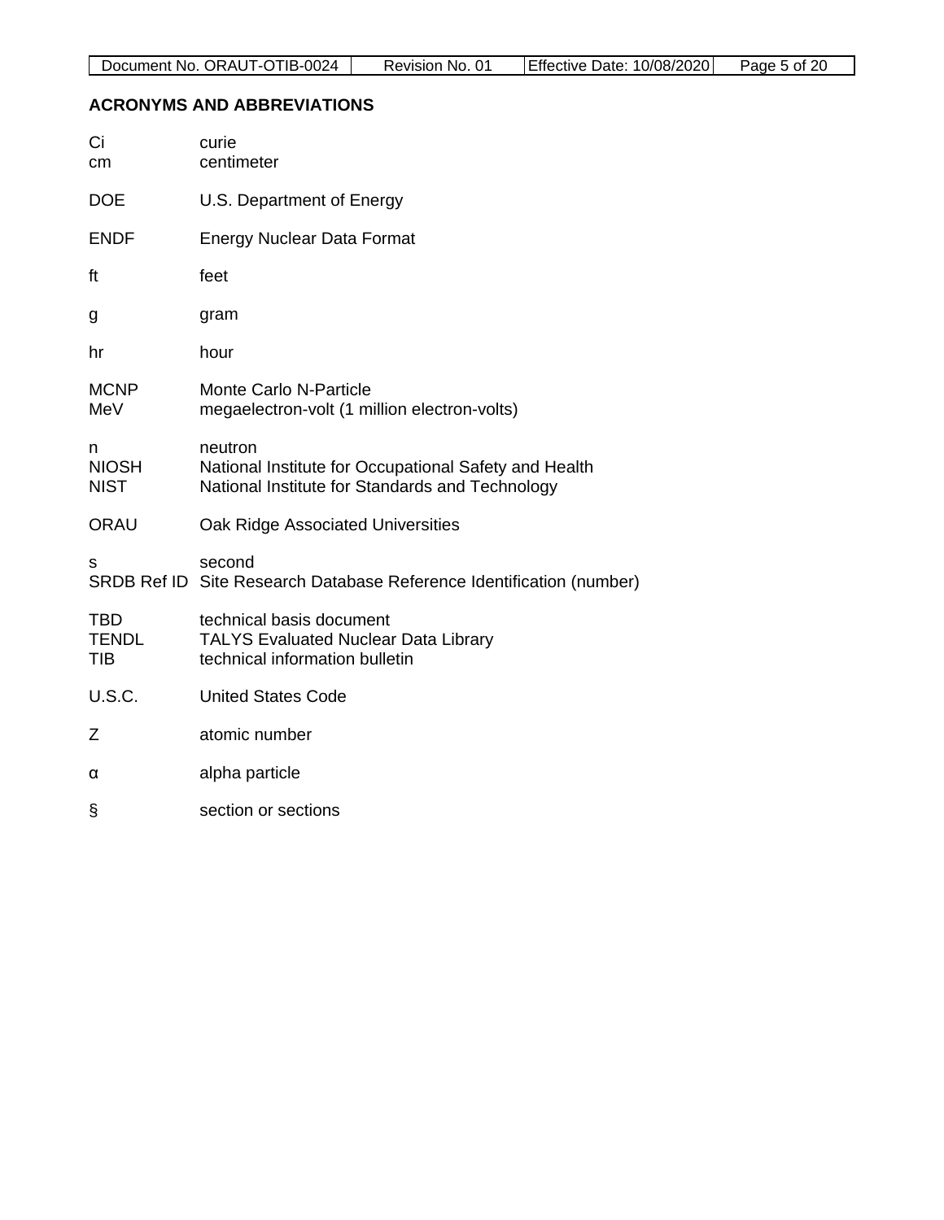## ACRONYMS AND ABBREVIATIONS

| | |
|---|---|
| Ci | curie |
| cm | centimeter |
| DOE | U.S. Department of Energy |
| ENDF | Energy Nuclear Data Format |
| ft | feet |
| g | gram |
| hr | hour |
| MCNP | Monte Carlo N-Particle |
| MeV | megaelectron-volt (1 million electron-volts) |
| n | neutron |
| NIOSH | National Institute for Occupational Safety and Health |
| NIST | National Institute for Standards and Technology |
| ORAU | Oak Ridge Associated Universities |
| s | second |
| SRDB Ref ID | Site Research Database Reference Identification (number) |
| TBD | technical basis document |
| TENDL | TALYS Evaluated Nuclear Data Library |
| TIB | technical information bulletin |
| U.S.C. | United States Code |
| Z | atomic number |
| α | alpha particle |
| § | section or sections |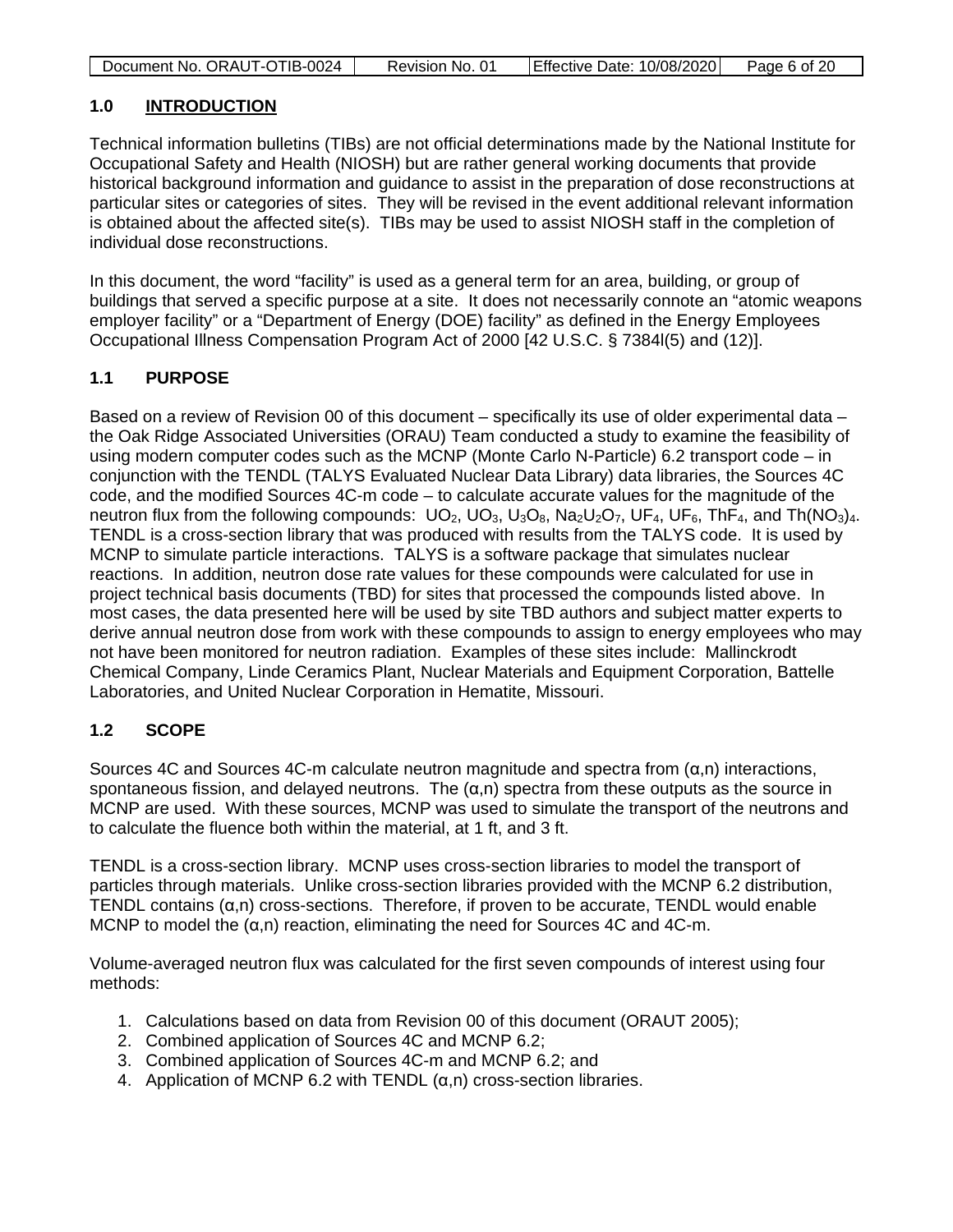## 1.0 INTRODUCTION

Technical information bulletins (TIBs) are not official determinations made by the National Institute for Occupational Safety and Health (NIOSH) but are rather general working documents that provide historical background information and guidance to assist in the preparation of dose reconstructions at particular sites or categories of sites. They will be revised in the event additional relevant information is obtained about the affected site(s). TIBs may be used to assist NIOSH staff in the completion of individual dose reconstructions.

In this document, the word "facility" is used as a general term for an area, building, or group of buildings that served a specific purpose at a site. It does not necessarily connote an "atomic weapons employer facility" or a "Department of Energy (DOE) facility" as defined in the Energy Employees Occupational Illness Compensation Program Act of 2000 [42 U.S.C. § 7384l(5) and (12)].

### 1.1 PURPOSE

Based on a review of Revision 00 of this document – specifically its use of older experimental data – the Oak Ridge Associated Universities (ORAU) Team conducted a study to examine the feasibility of using modern computer codes such as the MCNP (Monte Carlo N-Particle) 6.2 transport code – in conjunction with the TENDL (TALYS Evaluated Nuclear Data Library) data libraries, the Sources 4C code, and the modified Sources 4C-m code – to calculate accurate values for the magnitude of the neutron flux from the following compounds: $UO_2$, $UO_3$, $U_3O_8$, $Na_2U_2O_7$, $UF_4$, $UF_6$, $ThF_4$, and $Th(NO_3)_4$. TENDL is a cross-section library that was produced with results from the TALYS code. It is used by MCNP to simulate particle interactions. TALYS is a software package that simulates nuclear reactions. In addition, neutron dose rate values for these compounds were calculated for use in project technical basis documents (TBD) for sites that processed the compounds listed above. In most cases, the data presented here will be used by site TBD authors and subject matter experts to derive annual neutron dose from work with these compounds to assign to energy employees who may not have been monitored for neutron radiation. Examples of these sites include: Mallinckrodt Chemical Company, Linde Ceramics Plant, Nuclear Materials and Equipment Corporation, Battelle Laboratories, and United Nuclear Corporation in Hematite, Missouri.

### 1.2 SCOPE

Sources 4C and Sources 4C-m calculate neutron magnitude and spectra from (α,n) interactions, spontaneous fission, and delayed neutrons. The (α,n) spectra from these outputs as the source in MCNP are used. With these sources, MCNP was used to simulate the transport of the neutrons and to calculate the fluence both within the material, at 1 ft, and 3 ft.

TENDL is a cross-section library. MCNP uses cross-section libraries to model the transport of particles through materials. Unlike cross-section libraries provided with the MCNP 6.2 distribution, TENDL contains (α,n) cross-sections. Therefore, if proven to be accurate, TENDL would enable MCNP to model the (α,n) reaction, eliminating the need for Sources 4C and 4C-m.

Volume-averaged neutron flux was calculated for the first seven compounds of interest using four methods:

1. Calculations based on data from Revision 00 of this document (ORAUT 2005);
2. Combined application of Sources 4C and MCNP 6.2;
3. Combined application of Sources 4C-m and MCNP 6.2; and
4. Application of MCNP 6.2 with TENDL (α,n) cross-section libraries.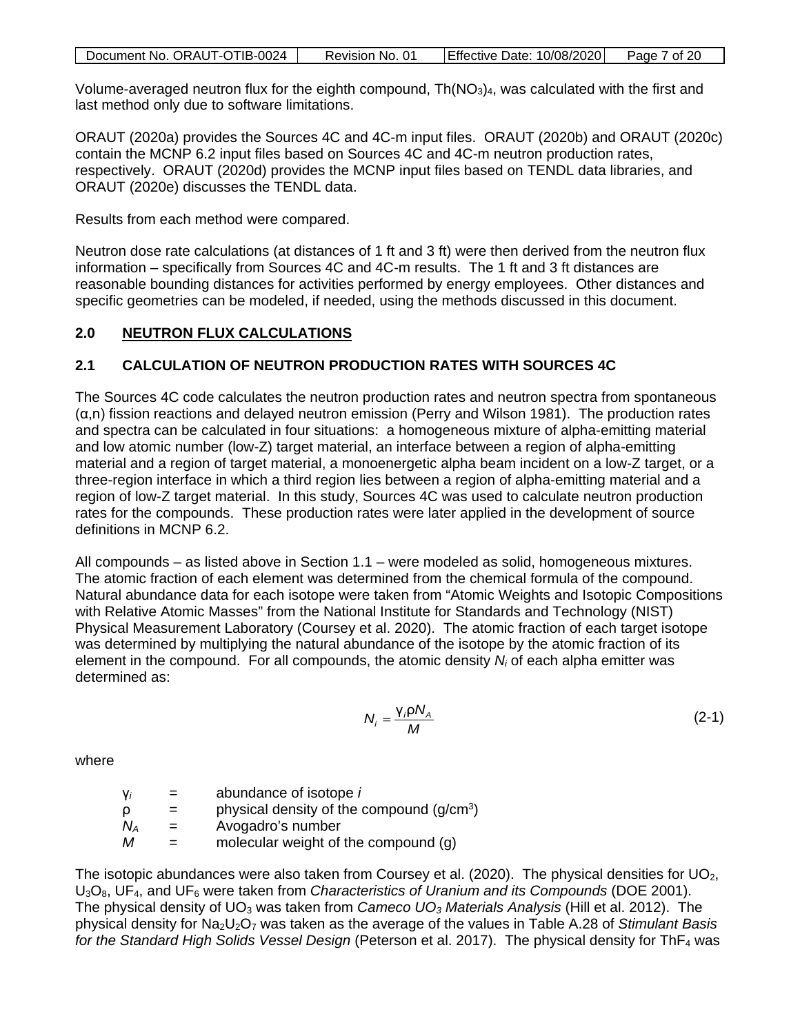Volume-averaged neutron flux for the eighth compound, $Th(NO_3)_4$, was calculated with the first and last method only due to software limitations.

ORAUT (2020a) provides the Sources 4C and 4C-m input files. ORAUT (2020b) and ORAUT (2020c) contain the MCNP 6.2 input files based on Sources 4C and 4C-m neutron production rates, respectively. ORAUT (2020d) provides the MCNP input files based on TENDL data libraries, and ORAUT (2020e) discusses the TENDL data.

Results from each method were compared.

Neutron dose rate calculations (at distances of 1 ft and 3 ft) were then derived from the neutron flux information – specifically from Sources 4C and 4C-m results. The 1 ft and 3 ft distances are reasonable bounding distances for activities performed by energy employees. Other distances and specific geometries can be modeled, if needed, using the methods discussed in this document.

## 2.0 NEUTRON FLUX CALCULATIONS

### 2.1 CALCULATION OF NEUTRON PRODUCTION RATES WITH SOURCES 4C

The Sources 4C code calculates the neutron production rates and neutron spectra from spontaneous (α,n) fission reactions and delayed neutron emission (Perry and Wilson 1981). The production rates and spectra can be calculated in four situations: a homogeneous mixture of alpha-emitting material and low atomic number (low-Z) target material, an interface between a region of alpha-emitting material and a region of target material, a monoenergetic alpha beam incident on a low-Z target, or a three-region interface in which a third region lies between a region of alpha-emitting material and a region of low-Z target material. In this study, Sources 4C was used to calculate neutron production rates for the compounds. These production rates were later applied in the development of source definitions in MCNP 6.2.

All compounds – as listed above in Section 1.1 – were modeled as solid, homogeneous mixtures. The atomic fraction of each element was determined from the chemical formula of the compound. Natural abundance data for each isotope were taken from "Atomic Weights and Isotopic Compositions with Relative Atomic Masses" from the National Institute for Standards and Technology (NIST) Physical Measurement Laboratory (Coursey et al. 2020). The atomic fraction of each target isotope was determined by multiplying the natural abundance of the isotope by the atomic fraction of its element in the compound. For all compounds, the atomic density $N_i$ of each alpha emitter was determined as:

$$N_i = \frac{\gamma_i \rho N_A}{M} \tag{2-1}$$

where

| | | |
|---|---|---|
| $\gamma_i$ | = | abundance of isotope *i* |
| $\rho$ | = | physical density of the compound (g/cm$^3$) |
| $N_A$ | = | Avogadro's number |
| $M$ | = | molecular weight of the compound (g) |

The isotopic abundances were also taken from Coursey et al. (2020). The physical densities for $UO_2$, $U_3O_8$, $UF_4$, and $UF_6$ were taken from *Characteristics of Uranium and its Compounds* (DOE 2001). The physical density of $UO_3$ was taken from *Cameco $UO_3$ Materials Analysis* (Hill et al. 2012). The physical density for $Na_2U_2O_7$ was taken as the average of the values in Table A.28 of *Stimulant Basis for the Standard High Solids Vessel Design* (Peterson et al. 2017). The physical density for $ThF_4$ was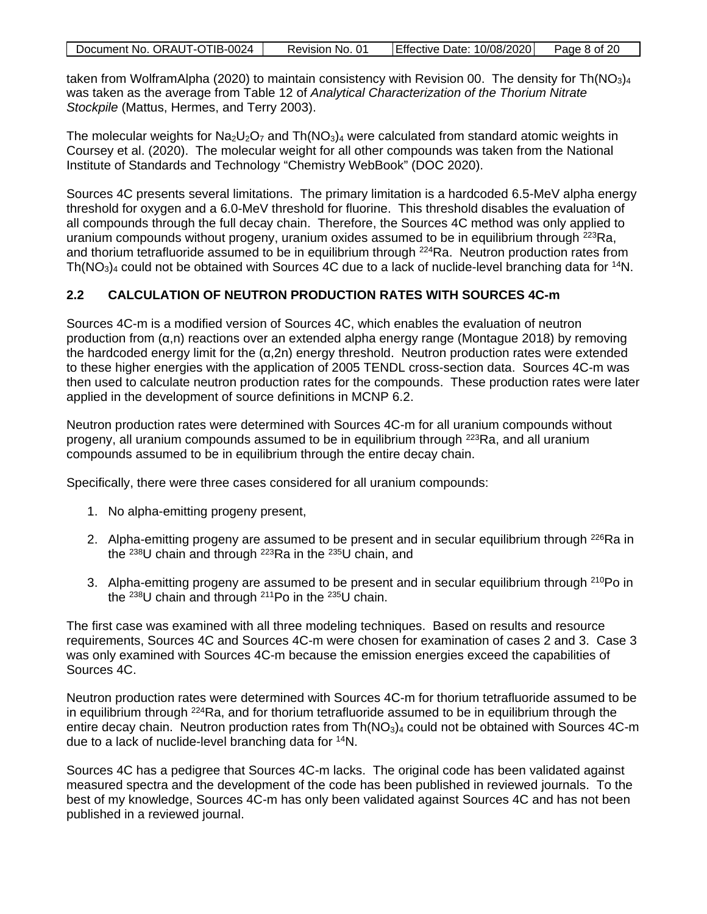taken from WolframAlpha (2020) to maintain consistency with Revision 00. The density for $Th(NO_3)_4$ was taken as the average from Table 12 of *Analytical Characterization of the Thorium Nitrate Stockpile* (Mattus, Hermes, and Terry 2003).

The molecular weights for $Na_2U_2O_7$ and $Th(NO_3)_4$ were calculated from standard atomic weights in Coursey et al. (2020). The molecular weight for all other compounds was taken from the National Institute of Standards and Technology "Chemistry WebBook" (DOC 2020).

Sources 4C presents several limitations. The primary limitation is a hardcoded 6.5-MeV alpha energy threshold for oxygen and a 6.0-MeV threshold for fluorine. This threshold disables the evaluation of all compounds through the full decay chain. Therefore, the Sources 4C method was only applied to uranium compounds without progeny, uranium oxides assumed to be in equilibrium through $^{223}Ra$, and thorium tetrafluoride assumed to be in equilibrium through $^{224}Ra$. Neutron production rates from $Th(NO_3)_4$ could not be obtained with Sources 4C due to a lack of nuclide-level branching data for $^{14}N$.

## 2.2 CALCULATION OF NEUTRON PRODUCTION RATES WITH SOURCES 4C-m

Sources 4C-m is a modified version of Sources 4C, which enables the evaluation of neutron production from (α,n) reactions over an extended alpha energy range (Montague 2018) by removing the hardcoded energy limit for the (α,2n) energy threshold. Neutron production rates were extended to these higher energies with the application of 2005 TENDL cross-section data. Sources 4C-m was then used to calculate neutron production rates for the compounds. These production rates were later applied in the development of source definitions in MCNP 6.2.

Neutron production rates were determined with Sources 4C-m for all uranium compounds without progeny, all uranium compounds assumed to be in equilibrium through $^{223}Ra$, and all uranium compounds assumed to be in equilibrium through the entire decay chain.

Specifically, there were three cases considered for all uranium compounds:

1. No alpha-emitting progeny present,
2. Alpha-emitting progeny are assumed to be present and in secular equilibrium through $^{226}Ra$ in the $^{238}U$ chain and through $^{223}Ra$ in the $^{235}U$ chain, and
3. Alpha-emitting progeny are assumed to be present and in secular equilibrium through $^{210}Po$ in the $^{238}U$ chain and through $^{211}Po$ in the $^{235}U$ chain.

The first case was examined with all three modeling techniques. Based on results and resource requirements, Sources 4C and Sources 4C-m were chosen for examination of cases 2 and 3. Case 3 was only examined with Sources 4C-m because the emission energies exceed the capabilities of Sources 4C.

Neutron production rates were determined with Sources 4C-m for thorium tetrafluoride assumed to be in equilibrium through $^{224}Ra$, and for thorium tetrafluoride assumed to be in equilibrium through the entire decay chain. Neutron production rates from $Th(NO_3)_4$ could not be obtained with Sources 4C-m due to a lack of nuclide-level branching data for $^{14}N$.

Sources 4C has a pedigree that Sources 4C-m lacks. The original code has been validated against measured spectra and the development of the code has been published in reviewed journals. To the best of my knowledge, Sources 4C-m has only been validated against Sources 4C and has not been published in a reviewed journal.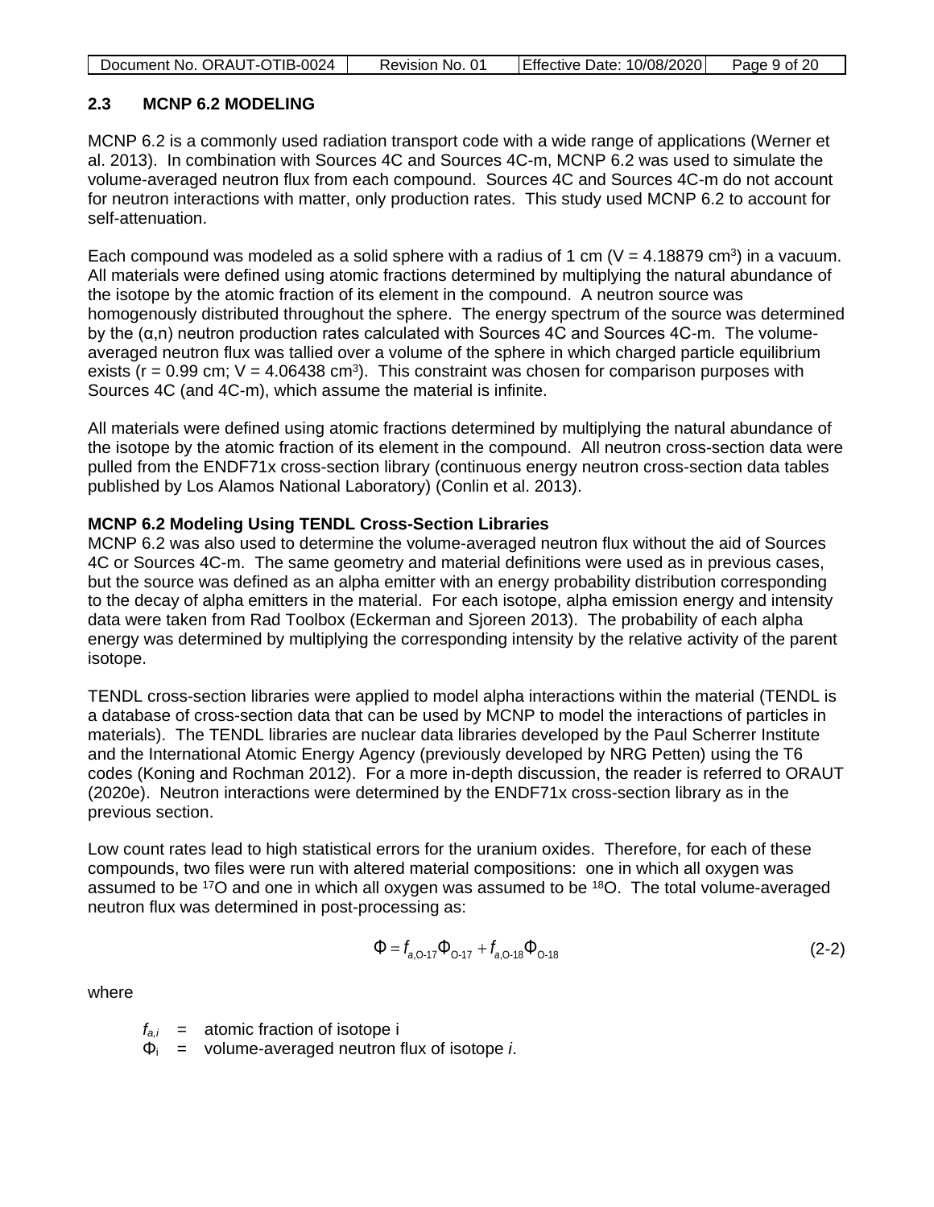## 2.3 MCNP 6.2 MODELING

MCNP 6.2 is a commonly used radiation transport code with a wide range of applications (Werner et al. 2013). In combination with Sources 4C and Sources 4C-m, MCNP 6.2 was used to simulate the volume-averaged neutron flux from each compound. Sources 4C and Sources 4C-m do not account for neutron interactions with matter, only production rates. This study used MCNP 6.2 to account for self-attenuation.

Each compound was modeled as a solid sphere with a radius of 1 cm ($V = 4.18879$ cm$^3$) in a vacuum. All materials were defined using atomic fractions determined by multiplying the natural abundance of the isotope by the atomic fraction of its element in the compound. A neutron source was homogenously distributed throughout the sphere. The energy spectrum of the source was determined by the (α,n) neutron production rates calculated with Sources 4C and Sources 4C-m. The volume-averaged neutron flux was tallied over a volume of the sphere in which charged particle equilibrium exists ($r = 0.99$ cm; $V = 4.06438$ cm$^3$). This constraint was chosen for comparison purposes with Sources 4C (and 4C-m), which assume the material is infinite.

All materials were defined using atomic fractions determined by multiplying the natural abundance of the isotope by the atomic fraction of its element in the compound. All neutron cross-section data were pulled from the ENDF71x cross-section library (continuous energy neutron cross-section data tables published by Los Alamos National Laboratory) (Conlin et al. 2013).

**MCNP 6.2 Modeling Using TENDL Cross-Section Libraries**

MCNP 6.2 was also used to determine the volume-averaged neutron flux without the aid of Sources 4C or Sources 4C-m. The same geometry and material definitions were used as in previous cases, but the source was defined as an alpha emitter with an energy probability distribution corresponding to the decay of alpha emitters in the material. For each isotope, alpha emission energy and intensity data were taken from Rad Toolbox (Eckerman and Sjoreen 2013). The probability of each alpha energy was determined by multiplying the corresponding intensity by the relative activity of the parent isotope.

TENDL cross-section libraries were applied to model alpha interactions within the material (TENDL is a database of cross-section data that can be used by MCNP to model the interactions of particles in materials). The TENDL libraries are nuclear data libraries developed by the Paul Scherrer Institute and the International Atomic Energy Agency (previously developed by NRG Petten) using the T6 codes (Koning and Rochman 2012). For a more in-depth discussion, the reader is referred to ORAUT (2020e). Neutron interactions were determined by the ENDF71x cross-section library as in the previous section.

Low count rates lead to high statistical errors for the uranium oxides. Therefore, for each of these compounds, two files were run with altered material compositions: one in which all oxygen was assumed to be $^{17}$O and one in which all oxygen was assumed to be $^{18}$O. The total volume-averaged neutron flux was determined in post-processing as:

$$\Phi = f_{a,\text{O-17}}\Phi_{\text{O-17}} + f_{a,\text{O-18}}\Phi_{\text{O-18}} \tag{2-2}$$

where

$f_{a,i}$ = atomic fraction of isotope i
$\Phi_i$ = volume-averaged neutron flux of isotope *i*.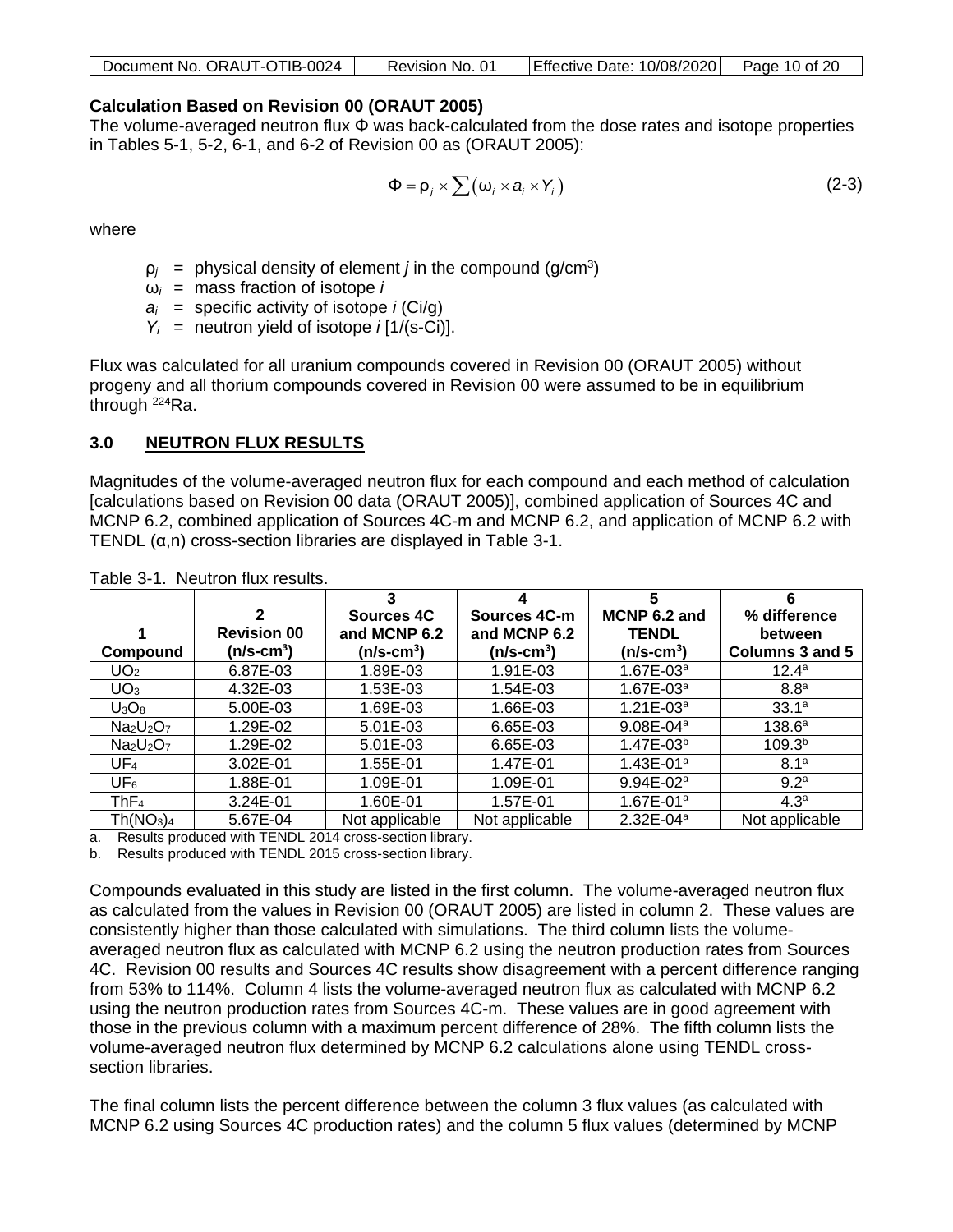**Calculation Based on Revision 00 (ORAUT 2005)**

The volume-averaged neutron flux Φ was back-calculated from the dose rates and isotope properties in Tables 5-1, 5-2, 6-1, and 6-2 of Revision 00 as (ORAUT 2005):

$$\Phi = \rho_j \times \sum(\omega_i \times a_i \times Y_i) \tag{2-3}$$

where

- $\rho_j$ = physical density of element *j* in the compound ($g/cm^3$)
- $\omega_i$ = mass fraction of isotope *i*
- $a_i$ = specific activity of isotope *i* (Ci/g)
- $Y_i$ = neutron yield of isotope *i* [1/(s-Ci)].

Flux was calculated for all uranium compounds covered in Revision 00 (ORAUT 2005) without progeny and all thorium compounds covered in Revision 00 were assumed to be in equilibrium through $^{224}$Ra.

## 3.0 NEUTRON FLUX RESULTS

Magnitudes of the volume-averaged neutron flux for each compound and each method of calculation [calculations based on Revision 00 data (ORAUT 2005)], combined application of Sources 4C and MCNP 6.2, combined application of Sources 4C-m and MCNP 6.2, and application of MCNP 6.2 with TENDL (α,n) cross-section libraries are displayed in Table 3-1.

Table 3-1. Neutron flux results.

| 1<br>Compound | 2<br>Revision 00<br>($n/s\text{-}cm^3$) | 3<br>Sources 4C and MCNP 6.2<br>($n/s\text{-}cm^3$) | 4<br>Sources 4C-m and MCNP 6.2<br>($n/s\text{-}cm^3$) | 5<br>MCNP 6.2 and TENDL<br>($n/s\text{-}cm^3$) | 6<br>% difference between Columns 3 and 5 |
|---|---|---|---|---|---|
| $UO_2$ | 6.87E-03 | 1.89E-03 | 1.91E-03 | 1.67E-03[a] | 12.4[a] |
| $UO_3$ | 4.32E-03 | 1.53E-03 | 1.54E-03 | 1.67E-03[a] | 8.8[a] |
| $U_3O_8$ | 5.00E-03 | 1.69E-03 | 1.66E-03 | 1.21E-03[a] | 33.1[a] |
| $Na_2U_2O_7$ | 1.29E-02 | 5.01E-03 | 6.65E-03 | 9.08E-04[a] | 138.6[a] |
| $Na_2U_2O_7$ | 1.29E-02 | 5.01E-03 | 6.65E-03 | 1.47E-03[b] | 109.3[b] |
| $UF_4$ | 3.02E-01 | 1.55E-01 | 1.47E-01 | 1.43E-01[a] | 8.1[a] |
| $UF_6$ | 1.88E-01 | 1.09E-01 | 1.09E-01 | 9.94E-02[a] | 9.2[a] |
| $ThF_4$ | 3.24E-01 | 1.60E-01 | 1.57E-01 | 1.67E-01[a] | 4.3[a] |
| $Th(NO_3)_4$ | 5.67E-04 | Not applicable | Not applicable | 2.32E-04[a] | Not applicable |

a. Results produced with TENDL 2014 cross-section library.
b. Results produced with TENDL 2015 cross-section library.

Compounds evaluated in this study are listed in the first column. The volume-averaged neutron flux as calculated from the values in Revision 00 (ORAUT 2005) are listed in column 2. These values are consistently higher than those calculated with simulations. The third column lists the volume-averaged neutron flux as calculated with MCNP 6.2 using the neutron production rates from Sources 4C. Revision 00 results and Sources 4C results show disagreement with a percent difference ranging from 53% to 114%. Column 4 lists the volume-averaged neutron flux as calculated with MCNP 6.2 using the neutron production rates from Sources 4C-m. These values are in good agreement with those in the previous column with a maximum percent difference of 28%. The fifth column lists the volume-averaged neutron flux determined by MCNP 6.2 calculations alone using TENDL cross-section libraries.

The final column lists the percent difference between the column 3 flux values (as calculated with MCNP 6.2 using Sources 4C production rates) and the column 5 flux values (determined by MCNP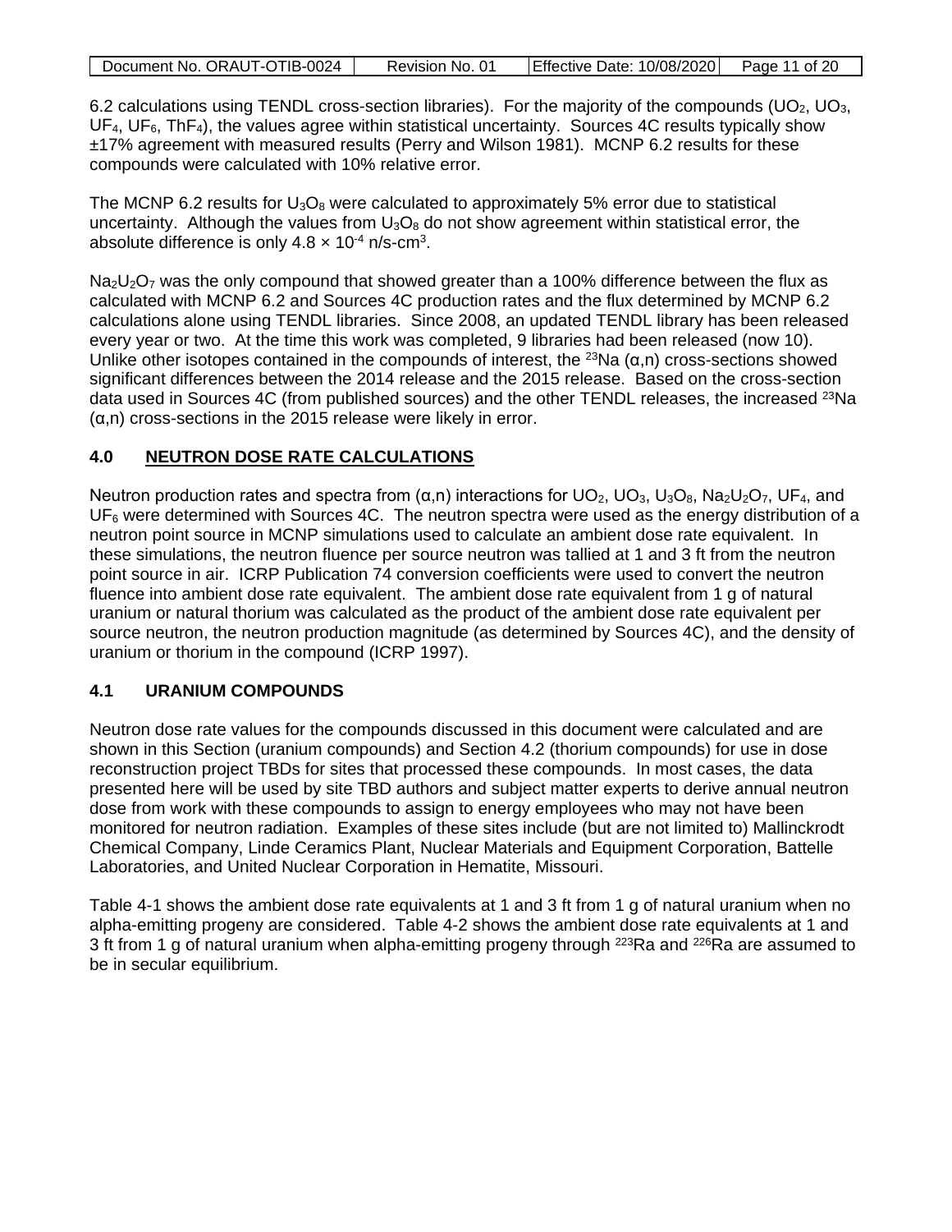6.2 calculations using TENDL cross-section libraries). For the majority of the compounds ($UO_2$, $UO_3$, $UF_4$, $UF_6$, $ThF_4$), the values agree within statistical uncertainty. Sources 4C results typically show ±17% agreement with measured results (Perry and Wilson 1981). MCNP 6.2 results for these compounds were calculated with 10% relative error.

The MCNP 6.2 results for $U_3O_8$ were calculated to approximately 5% error due to statistical uncertainty. Although the values from $U_3O_8$ do not show agreement within statistical error, the absolute difference is only $4.8 \times 10^{-4}$ n/s-cm$^3$.

$Na_2U_2O_7$ was the only compound that showed greater than a 100% difference between the flux as calculated with MCNP 6.2 and Sources 4C production rates and the flux determined by MCNP 6.2 calculations alone using TENDL libraries. Since 2008, an updated TENDL library has been released every year or two. At the time this work was completed, 9 libraries had been released (now 10). Unlike other isotopes contained in the compounds of interest, the $^{23}$Na (α,n) cross-sections showed significant differences between the 2014 release and the 2015 release. Based on the cross-section data used in Sources 4C (from published sources) and the other TENDL releases, the increased $^{23}$Na (α,n) cross-sections in the 2015 release were likely in error.

## 4.0 NEUTRON DOSE RATE CALCULATIONS

Neutron production rates and spectra from (α,n) interactions for $UO_2$, $UO_3$, $U_3O_8$, $Na_2U_2O_7$, $UF_4$, and $UF_6$ were determined with Sources 4C. The neutron spectra were used as the energy distribution of a neutron point source in MCNP simulations used to calculate an ambient dose rate equivalent. In these simulations, the neutron fluence per source neutron was tallied at 1 and 3 ft from the neutron point source in air. ICRP Publication 74 conversion coefficients were used to convert the neutron fluence into ambient dose rate equivalent. The ambient dose rate equivalent from 1 g of natural uranium or natural thorium was calculated as the product of the ambient dose rate equivalent per source neutron, the neutron production magnitude (as determined by Sources 4C), and the density of uranium or thorium in the compound (ICRP 1997).

### 4.1 URANIUM COMPOUNDS

Neutron dose rate values for the compounds discussed in this document were calculated and are shown in this Section (uranium compounds) and Section 4.2 (thorium compounds) for use in dose reconstruction project TBDs for sites that processed these compounds. In most cases, the data presented here will be used by site TBD authors and subject matter experts to derive annual neutron dose from work with these compounds to assign to energy employees who may not have been monitored for neutron radiation. Examples of these sites include (but are not limited to) Mallinckrodt Chemical Company, Linde Ceramics Plant, Nuclear Materials and Equipment Corporation, Battelle Laboratories, and United Nuclear Corporation in Hematite, Missouri.

Table 4-1 shows the ambient dose rate equivalents at 1 and 3 ft from 1 g of natural uranium when no alpha-emitting progeny are considered. Table 4-2 shows the ambient dose rate equivalents at 1 and 3 ft from 1 g of natural uranium when alpha-emitting progeny through $^{223}$Ra and $^{226}$Ra are assumed to be in secular equilibrium.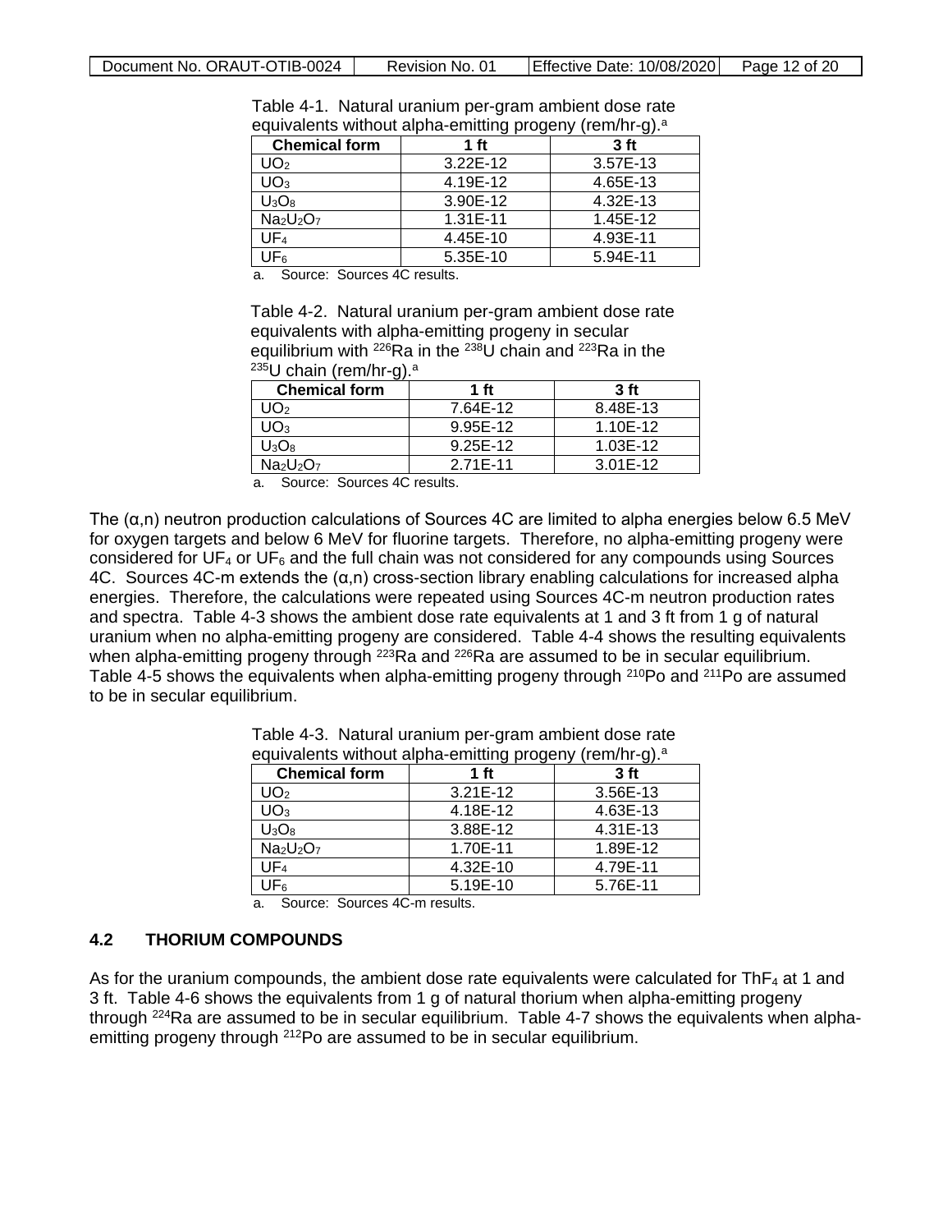Table 4-1. Natural uranium per-gram ambient dose rate equivalents without alpha-emitting progeny (rem/hr-g).[a]

| Chemical form | 1 ft | 3 ft |
|---|---|---|
| $UO_2$ | 3.22E-12 | 3.57E-13 |
| $UO_3$ | 4.19E-12 | 4.65E-13 |
| $U_3O_8$ | 3.90E-12 | 4.32E-13 |
| $Na_2U_2O_7$ | 1.31E-11 | 1.45E-12 |
| $UF_4$ | 4.45E-10 | 4.93E-11 |
| $UF_6$ | 5.35E-10 | 5.94E-11 |

a. Source: Sources 4C results.

Table 4-2. Natural uranium per-gram ambient dose rate equivalents with alpha-emitting progeny in secular equilibrium with $^{226}$Ra in the $^{238}$U chain and $^{223}$Ra in the $^{235}$U chain (rem/hr-g).[a]

| Chemical form | 1 ft | 3 ft |
|---|---|---|
| $UO_2$ | 7.64E-12 | 8.48E-13 |
| $UO_3$ | 9.95E-12 | 1.10E-12 |
| $U_3O_8$ | 9.25E-12 | 1.03E-12 |
| $Na_2U_2O_7$ | 2.71E-11 | 3.01E-12 |

a. Source: Sources 4C results.

The (α,n) neutron production calculations of Sources 4C are limited to alpha energies below 6.5 MeV for oxygen targets and below 6 MeV for fluorine targets. Therefore, no alpha-emitting progeny were considered for $UF_4$ or $UF_6$ and the full chain was not considered for any compounds using Sources 4C. Sources 4C-m extends the (α,n) cross-section library enabling calculations for increased alpha energies. Therefore, the calculations were repeated using Sources 4C-m neutron production rates and spectra. Table 4-3 shows the ambient dose rate equivalents at 1 and 3 ft from 1 g of natural uranium when no alpha-emitting progeny are considered. Table 4-4 shows the resulting equivalents when alpha-emitting progeny through $^{223}$Ra and $^{226}$Ra are assumed to be in secular equilibrium. Table 4-5 shows the equivalents when alpha-emitting progeny through $^{210}$Po and $^{211}$Po are assumed to be in secular equilibrium.

Table 4-3. Natural uranium per-gram ambient dose rate equivalents without alpha-emitting progeny (rem/hr-g).[a]

| Chemical form | 1 ft | 3 ft |
|---|---|---|
| $UO_2$ | 3.21E-12 | 3.56E-13 |
| $UO_3$ | 4.18E-12 | 4.63E-13 |
| $U_3O_8$ | 3.88E-12 | 4.31E-13 |
| $Na_2U_2O_7$ | 1.70E-11 | 1.89E-12 |
| $UF_4$ | 4.32E-10 | 4.79E-11 |
| $UF_6$ | 5.19E-10 | 5.76E-11 |

a. Source: Sources 4C-m results.

## 4.2 THORIUM COMPOUNDS

As for the uranium compounds, the ambient dose rate equivalents were calculated for $ThF_4$ at 1 and 3 ft. Table 4-6 shows the equivalents from 1 g of natural thorium when alpha-emitting progeny through $^{224}$Ra are assumed to be in secular equilibrium. Table 4-7 shows the equivalents when alpha-emitting progeny through $^{212}$Po are assumed to be in secular equilibrium.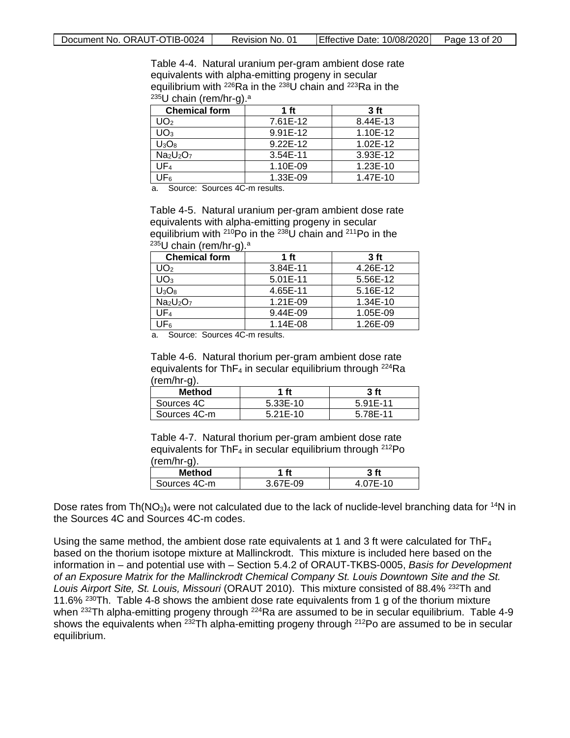Table 4-4. Natural uranium per-gram ambient dose rate equivalents with alpha-emitting progeny in secular equilibrium with $^{226}Ra$ in the $^{238}U$ chain and $^{223}Ra$ in the $^{235}U$ chain (rem/hr-g).[a]

| Chemical form | 1 ft | 3 ft |
|---|---|---|
| $UO_2$ | 7.61E-12 | 8.44E-13 |
| $UO_3$ | 9.91E-12 | 1.10E-12 |
| $U_3O_8$ | 9.22E-12 | 1.02E-12 |
| $Na_2U_2O_7$ | 3.54E-11 | 3.93E-12 |
| $UF_4$ | 1.10E-09 | 1.23E-10 |
| $UF_6$ | 1.33E-09 | 1.47E-10 |

a. Source: Sources 4C-m results.

Table 4-5. Natural uranium per-gram ambient dose rate equivalents with alpha-emitting progeny in secular equilibrium with $^{210}Po$ in the $^{238}U$ chain and $^{211}Po$ in the $^{235}U$ chain (rem/hr-g).[a]

| Chemical form | 1 ft | 3 ft |
|---|---|---|
| $UO_2$ | 3.84E-11 | 4.26E-12 |
| $UO_3$ | 5.01E-11 | 5.56E-12 |
| $U_3O_8$ | 4.65E-11 | 5.16E-12 |
| $Na_2U_2O_7$ | 1.21E-09 | 1.34E-10 |
| $UF_4$ | 9.44E-09 | 1.05E-09 |
| $UF_6$ | 1.14E-08 | 1.26E-09 |

a. Source: Sources 4C-m results.

Table 4-6. Natural thorium per-gram ambient dose rate equivalents for $ThF_4$ in secular equilibrium through $^{224}Ra$ (rem/hr-g).

| Method | 1 ft | 3 ft |
|---|---|---|
| Sources 4C | 5.33E-10 | 5.91E-11 |
| Sources 4C-m | 5.21E-10 | 5.78E-11 |

Table 4-7. Natural thorium per-gram ambient dose rate equivalents for $ThF_4$ in secular equilibrium through $^{212}Po$ (rem/hr-g).

| Method | 1 ft | 3 ft |
|---|---|---|
| Sources 4C-m | 3.67E-09 | 4.07E-10 |

Dose rates from $Th(NO_3)_4$ were not calculated due to the lack of nuclide-level branching data for $^{14}N$ in the Sources 4C and Sources 4C-m codes.

Using the same method, the ambient dose rate equivalents at 1 and 3 ft were calculated for $ThF_4$ based on the thorium isotope mixture at Mallinckrodt. This mixture is included here based on the information in – and potential use with – Section 5.4.2 of ORAUT-TKBS-0005, *Basis for Development of an Exposure Matrix for the Mallinckrodt Chemical Company St. Louis Downtown Site and the St. Louis Airport Site, St. Louis, Missouri* (ORAUT 2010). This mixture consisted of 88.4% $^{232}Th$ and 11.6% $^{230}Th$. Table 4-8 shows the ambient dose rate equivalents from 1 g of the thorium mixture when $^{232}Th$ alpha-emitting progeny through $^{224}Ra$ are assumed to be in secular equilibrium. Table 4-9 shows the equivalents when $^{232}Th$ alpha-emitting progeny through $^{212}Po$ are assumed to be in secular equilibrium.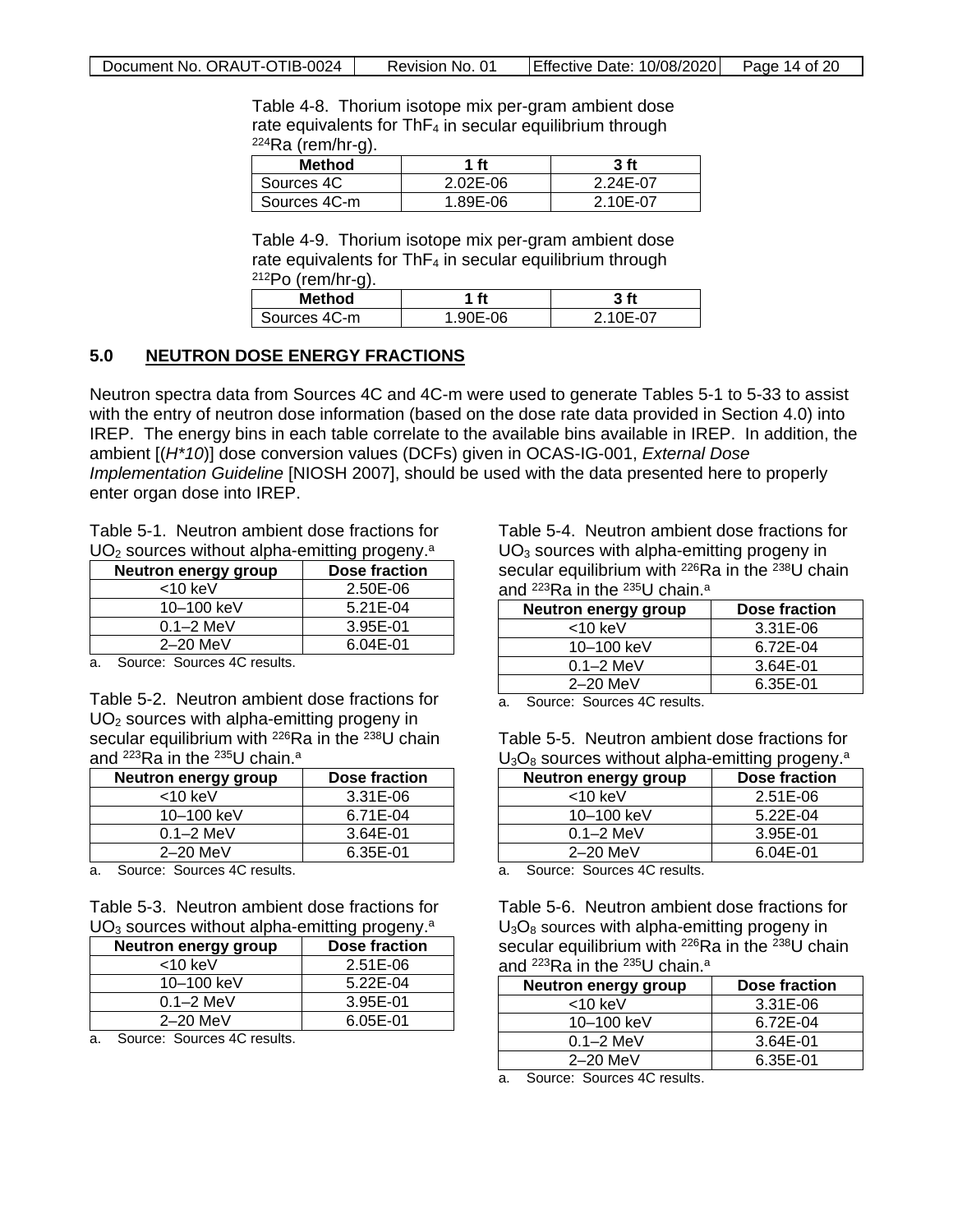Table 4-8. Thorium isotope mix per-gram ambient dose rate equivalents for $ThF_4$ in secular equilibrium through $^{224}Ra$ (rem/hr-g).

| Method | 1 ft | 3 ft |
|---|---|---|
| Sources 4C | 2.02E-06 | 2.24E-07 |
| Sources 4C-m | 1.89E-06 | 2.10E-07 |

Table 4-9. Thorium isotope mix per-gram ambient dose rate equivalents for $ThF_4$ in secular equilibrium through $^{212}Po$ (rem/hr-g).

| Method | 1 ft | 3 ft |
|---|---|---|
| Sources 4C-m | 1.90E-06 | 2.10E-07 |

## 5.0 NEUTRON DOSE ENERGY FRACTIONS

Neutron spectra data from Sources 4C and 4C-m were used to generate Tables 5-1 to 5-33 to assist with the entry of neutron dose information (based on the dose rate data provided in Section 4.0) into IREP. The energy bins in each table correlate to the available bins available in IREP. In addition, the ambient [(*H*10*)] dose conversion values (DCFs) given in OCAS-IG-001, *External Dose Implementation Guideline* [NIOSH 2007], should be used with the data presented here to properly enter organ dose into IREP.

Table 5-1. Neutron ambient dose fractions for $UO_2$ sources without alpha-emitting progeny.[a]

| Neutron energy group | Dose fraction |
|---|---|
| <10 keV | 2.50E-06 |
| 10–100 keV | 5.21E-04 |
| 0.1–2 MeV | 3.95E-01 |
| 2–20 MeV | 6.04E-01 |

a. Source: Sources 4C results.

Table 5-2. Neutron ambient dose fractions for $UO_2$ sources with alpha-emitting progeny in secular equilibrium with $^{226}Ra$ in the $^{238}U$ chain and $^{223}Ra$ in the $^{235}U$ chain.[a]

| Neutron energy group | Dose fraction |
|---|---|
| <10 keV | 3.31E-06 |
| 10–100 keV | 6.71E-04 |
| 0.1–2 MeV | 3.64E-01 |
| 2–20 MeV | 6.35E-01 |

a. Source: Sources 4C results.

Table 5-3. Neutron ambient dose fractions for $UO_3$ sources without alpha-emitting progeny.[a]

| Neutron energy group | Dose fraction |
|---|---|
| <10 keV | 2.51E-06 |
| 10–100 keV | 5.22E-04 |
| 0.1–2 MeV | 3.95E-01 |
| 2–20 MeV | 6.05E-01 |

a. Source: Sources 4C results.

Table 5-4. Neutron ambient dose fractions for $UO_3$ sources with alpha-emitting progeny in secular equilibrium with $^{226}Ra$ in the $^{238}U$ chain and $^{223}Ra$ in the $^{235}U$ chain.[a]

| Neutron energy group | Dose fraction |
|---|---|
| <10 keV | 3.31E-06 |
| 10–100 keV | 6.72E-04 |
| 0.1–2 MeV | 3.64E-01 |
| 2–20 MeV | 6.35E-01 |

a. Source: Sources 4C results.

Table 5-5. Neutron ambient dose fractions for $U_3O_8$ sources without alpha-emitting progeny.[a]

| Neutron energy group | Dose fraction |
|---|---|
| <10 keV | 2.51E-06 |
| 10–100 keV | 5.22E-04 |
| 0.1–2 MeV | 3.95E-01 |
| 2–20 MeV | 6.04E-01 |

a. Source: Sources 4C results.

Table 5-6. Neutron ambient dose fractions for $U_3O_8$ sources with alpha-emitting progeny in secular equilibrium with $^{226}Ra$ in the $^{238}U$ chain and $^{223}Ra$ in the $^{235}U$ chain.[a]

| Neutron energy group | Dose fraction |
|---|---|
| <10 keV | 3.31E-06 |
| 10–100 keV | 6.72E-04 |
| 0.1–2 MeV | 3.64E-01 |
| 2–20 MeV | 6.35E-01 |

a. Source: Sources 4C results.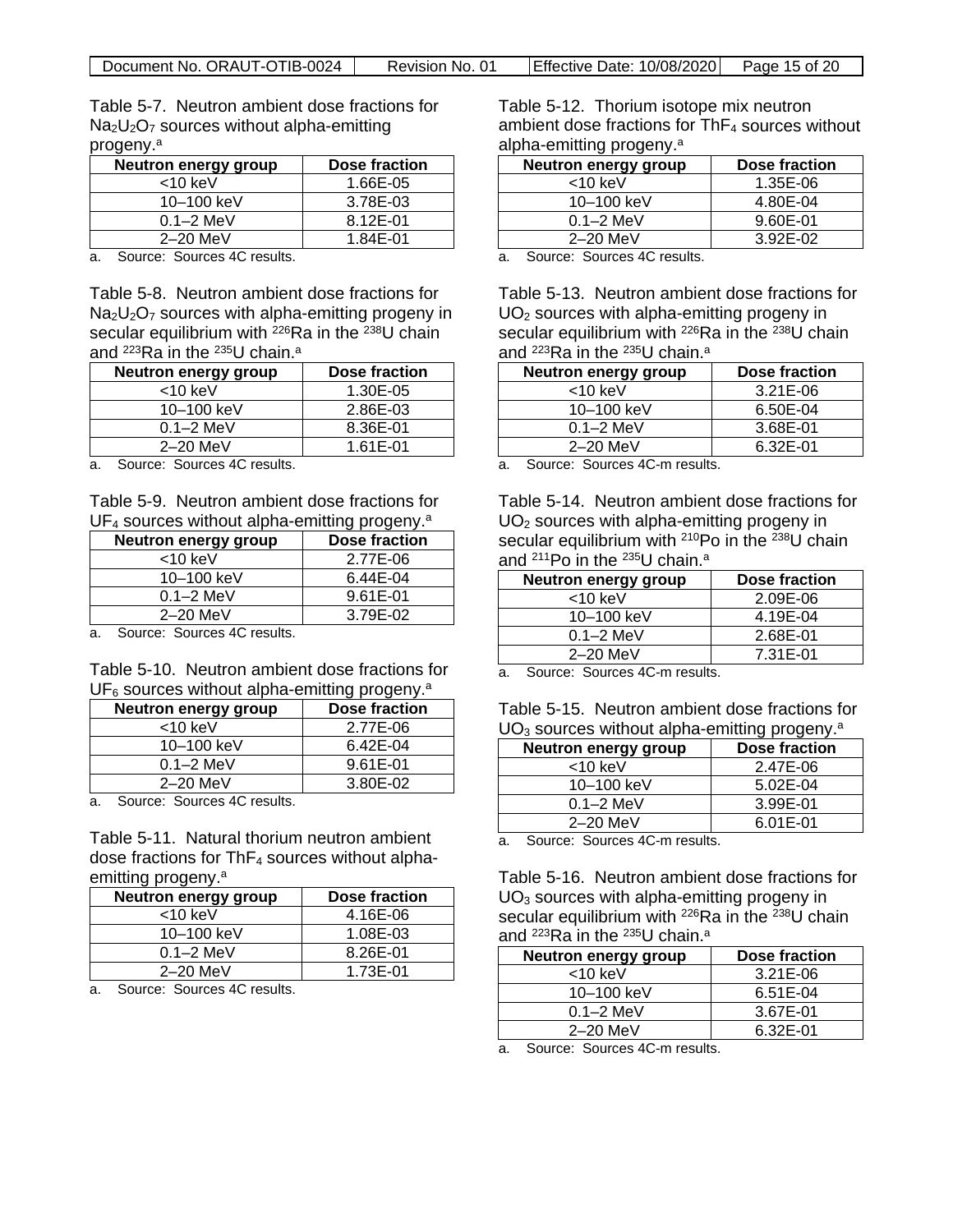Table 5-7. Neutron ambient dose fractions for $Na_2U_2O_7$ sources without alpha-emitting progeny.[a]

| Neutron energy group | Dose fraction |
|---|---|
| <10 keV | 1.66E-05 |
| 10–100 keV | 3.78E-03 |
| 0.1–2 MeV | 8.12E-01 |
| 2–20 MeV | 1.84E-01 |

a. Source: Sources 4C results.

Table 5-8. Neutron ambient dose fractions for $Na_2U_2O_7$ sources with alpha-emitting progeny in secular equilibrium with $^{226}Ra$ in the $^{238}U$ chain and $^{223}Ra$ in the $^{235}U$ chain.[a]

| Neutron energy group | Dose fraction |
|---|---|
| <10 keV | 1.30E-05 |
| 10–100 keV | 2.86E-03 |
| 0.1–2 MeV | 8.36E-01 |
| 2–20 MeV | 1.61E-01 |

a. Source: Sources 4C results.

Table 5-9. Neutron ambient dose fractions for $UF_4$ sources without alpha-emitting progeny.[a]

| Neutron energy group | Dose fraction |
|---|---|
| <10 keV | 2.77E-06 |
| 10–100 keV | 6.44E-04 |
| 0.1–2 MeV | 9.61E-01 |
| 2–20 MeV | 3.79E-02 |

a. Source: Sources 4C results.

Table 5-10. Neutron ambient dose fractions for $UF_6$ sources without alpha-emitting progeny.[a]

| Neutron energy group | Dose fraction |
|---|---|
| <10 keV | 2.77E-06 |
| 10–100 keV | 6.42E-04 |
| 0.1–2 MeV | 9.61E-01 |
| 2–20 MeV | 3.80E-02 |

a. Source: Sources 4C results.

Table 5-11. Natural thorium neutron ambient dose fractions for $ThF_4$ sources without alpha-emitting progeny.[a]

| Neutron energy group | Dose fraction |
|---|---|
| <10 keV | 4.16E-06 |
| 10–100 keV | 1.08E-03 |
| 0.1–2 MeV | 8.26E-01 |
| 2–20 MeV | 1.73E-01 |

a. Source: Sources 4C results.

Table 5-12. Thorium isotope mix neutron ambient dose fractions for $ThF_4$ sources without alpha-emitting progeny.[a]

| Neutron energy group | Dose fraction |
|---|---|
| <10 keV | 1.35E-06 |
| 10–100 keV | 4.80E-04 |
| 0.1–2 MeV | 9.60E-01 |
| 2–20 MeV | 3.92E-02 |

a. Source: Sources 4C results.

Table 5-13. Neutron ambient dose fractions for $UO_2$ sources with alpha-emitting progeny in secular equilibrium with $^{226}Ra$ in the $^{238}U$ chain and $^{223}Ra$ in the $^{235}U$ chain.[a]

| Neutron energy group | Dose fraction |
|---|---|
| <10 keV | 3.21E-06 |
| 10–100 keV | 6.50E-04 |
| 0.1–2 MeV | 3.68E-01 |
| 2–20 MeV | 6.32E-01 |

a. Source: Sources 4C-m results.

Table 5-14. Neutron ambient dose fractions for $UO_2$ sources with alpha-emitting progeny in secular equilibrium with $^{210}Po$ in the $^{238}U$ chain and $^{211}Po$ in the $^{235}U$ chain.[a]

| Neutron energy group | Dose fraction |
|---|---|
| <10 keV | 2.09E-06 |
| 10–100 keV | 4.19E-04 |
| 0.1–2 MeV | 2.68E-01 |
| 2–20 MeV | 7.31E-01 |

a. Source: Sources 4C-m results.

Table 5-15. Neutron ambient dose fractions for $UO_3$ sources without alpha-emitting progeny.[a]

| Neutron energy group | Dose fraction |
|---|---|
| <10 keV | 2.47E-06 |
| 10–100 keV | 5.02E-04 |
| 0.1–2 MeV | 3.99E-01 |
| 2–20 MeV | 6.01E-01 |

a. Source: Sources 4C-m results.

Table 5-16. Neutron ambient dose fractions for $UO_3$ sources with alpha-emitting progeny in secular equilibrium with $^{226}Ra$ in the $^{238}U$ chain and $^{223}Ra$ in the $^{235}U$ chain.[a]

| Neutron energy group | Dose fraction |
|---|---|
| <10 keV | 3.21E-06 |
| 10–100 keV | 6.51E-04 |
| 0.1–2 MeV | 3.67E-01 |
| 2–20 MeV | 6.32E-01 |

a. Source: Sources 4C-m results.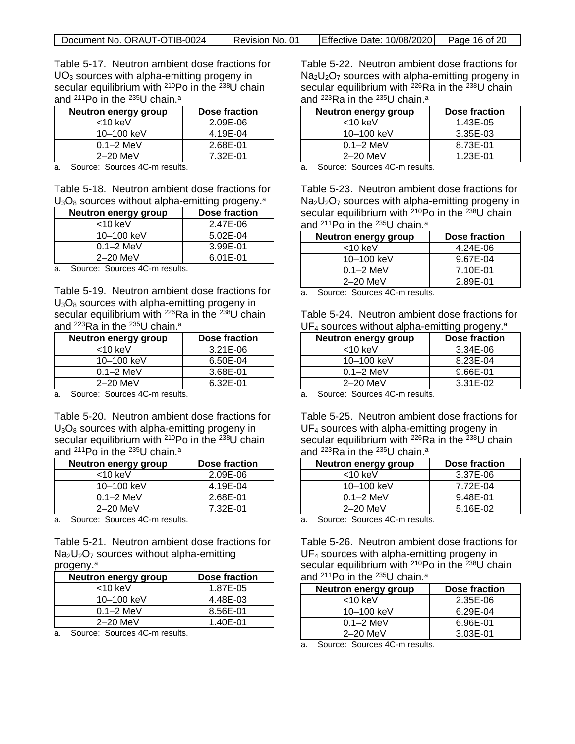Table 5-17. Neutron ambient dose fractions for $UO_3$ sources with alpha-emitting progeny in secular equilibrium with $^{210}Po$ in the $^{238}U$ chain and $^{211}Po$ in the $^{235}U$ chain.[a]

| Neutron energy group | Dose fraction |
|---|---|
| <10 keV | 2.09E-06 |
| 10–100 keV | 4.19E-04 |
| 0.1–2 MeV | 2.68E-01 |
| 2–20 MeV | 7.32E-01 |

a. Source: Sources 4C-m results.

Table 5-18. Neutron ambient dose fractions for $U_3O_8$ sources without alpha-emitting progeny.[a]

| Neutron energy group | Dose fraction |
|---|---|
| <10 keV | 2.47E-06 |
| 10–100 keV | 5.02E-04 |
| 0.1–2 MeV | 3.99E-01 |
| 2–20 MeV | 6.01E-01 |

a. Source: Sources 4C-m results.

Table 5-19. Neutron ambient dose fractions for $U_3O_8$ sources with alpha-emitting progeny in secular equilibrium with $^{226}Ra$ in the $^{238}U$ chain and $^{223}Ra$ in the $^{235}U$ chain.[a]

| Neutron energy group | Dose fraction |
|---|---|
| <10 keV | 3.21E-06 |
| 10–100 keV | 6.50E-04 |
| 0.1–2 MeV | 3.68E-01 |
| 2–20 MeV | 6.32E-01 |

a. Source: Sources 4C-m results.

Table 5-20. Neutron ambient dose fractions for $U_3O_8$ sources with alpha-emitting progeny in secular equilibrium with $^{210}Po$ in the $^{238}U$ chain and $^{211}Po$ in the $^{235}U$ chain.[a]

| Neutron energy group | Dose fraction |
|---|---|
| <10 keV | 2.09E-06 |
| 10–100 keV | 4.19E-04 |
| 0.1–2 MeV | 2.68E-01 |
| 2–20 MeV | 7.32E-01 |

a. Source: Sources 4C-m results.

Table 5-21. Neutron ambient dose fractions for $Na_2U_2O_7$ sources without alpha-emitting progeny.[a]

| Neutron energy group | Dose fraction |
|---|---|
| <10 keV | 1.87E-05 |
| 10–100 keV | 4.48E-03 |
| 0.1–2 MeV | 8.56E-01 |
| 2–20 MeV | 1.40E-01 |

a. Source: Sources 4C-m results.

Table 5-22. Neutron ambient dose fractions for $Na_2U_2O_7$ sources with alpha-emitting progeny in secular equilibrium with $^{226}Ra$ in the $^{238}U$ chain and $^{223}Ra$ in the $^{235}U$ chain.[a]

| Neutron energy group | Dose fraction |
|---|---|
| <10 keV | 1.43E-05 |
| 10–100 keV | 3.35E-03 |
| 0.1–2 MeV | 8.73E-01 |
| 2–20 MeV | 1.23E-01 |

a. Source: Sources 4C-m results.

Table 5-23. Neutron ambient dose fractions for $Na_2U_2O_7$ sources with alpha-emitting progeny in secular equilibrium with $^{210}Po$ in the $^{238}U$ chain and $^{211}Po$ in the $^{235}U$ chain.[a]

| Neutron energy group | Dose fraction |
|---|---|
| <10 keV | 4.24E-06 |
| 10–100 keV | 9.67E-04 |
| 0.1–2 MeV | 7.10E-01 |
| 2–20 MeV | 2.89E-01 |

a. Source: Sources 4C-m results.

Table 5-24. Neutron ambient dose fractions for $UF_4$ sources without alpha-emitting progeny.[a]

| Neutron energy group | Dose fraction |
|---|---|
| <10 keV | 3.34E-06 |
| 10–100 keV | 8.23E-04 |
| 0.1–2 MeV | 9.66E-01 |
| 2–20 MeV | 3.31E-02 |

a. Source: Sources 4C-m results.

Table 5-25. Neutron ambient dose fractions for $UF_4$ sources with alpha-emitting progeny in secular equilibrium with $^{226}Ra$ in the $^{238}U$ chain and $^{223}Ra$ in the $^{235}U$ chain.[a]

| Neutron energy group | Dose fraction |
|---|---|
| <10 keV | 3.37E-06 |
| 10–100 keV | 7.72E-04 |
| 0.1–2 MeV | 9.48E-01 |
| 2–20 MeV | 5.16E-02 |

a. Source: Sources 4C-m results.

Table 5-26. Neutron ambient dose fractions for $UF_4$ sources with alpha-emitting progeny in secular equilibrium with $^{210}Po$ in the $^{238}U$ chain and $^{211}Po$ in the $^{235}U$ chain.[a]

| Neutron energy group | Dose fraction |
|---|---|
| <10 keV | 2.35E-06 |
| 10–100 keV | 6.29E-04 |
| 0.1–2 MeV | 6.96E-01 |
| 2–20 MeV | 3.03E-01 |

a. Source: Sources 4C-m results.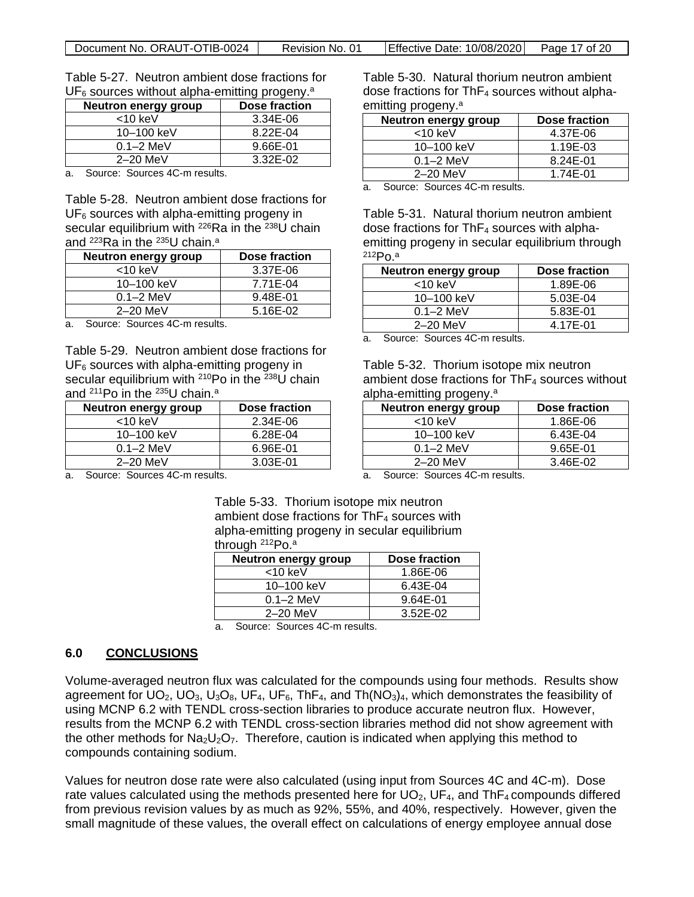Table 5-27. Neutron ambient dose fractions for $UF_6$ sources without alpha-emitting progeny.[a]

| Neutron energy group | Dose fraction |
|---|---|
| <10 keV | 3.34E-06 |
| 10–100 keV | 8.22E-04 |
| 0.1–2 MeV | 9.66E-01 |
| 2–20 MeV | 3.32E-02 |

a. Source: Sources 4C-m results.

Table 5-28. Neutron ambient dose fractions for $UF_6$ sources with alpha-emitting progeny in secular equilibrium with $^{226}Ra$ in the $^{238}U$ chain and $^{223}Ra$ in the $^{235}U$ chain.[a]

| Neutron energy group | Dose fraction |
|---|---|
| <10 keV | 3.37E-06 |
| 10–100 keV | 7.71E-04 |
| 0.1–2 MeV | 9.48E-01 |
| 2–20 MeV | 5.16E-02 |

a. Source: Sources 4C-m results.

Table 5-29. Neutron ambient dose fractions for $UF_6$ sources with alpha-emitting progeny in secular equilibrium with $^{210}Po$ in the $^{238}U$ chain and $^{211}Po$ in the $^{235}U$ chain.[a]

| Neutron energy group | Dose fraction |
|---|---|
| <10 keV | 2.34E-06 |
| 10–100 keV | 6.28E-04 |
| 0.1–2 MeV | 6.96E-01 |
| 2–20 MeV | 3.03E-01 |

a. Source: Sources 4C-m results.

Table 5-30. Natural thorium neutron ambient dose fractions for $ThF_4$ sources without alpha-emitting progeny.[a]

| Neutron energy group | Dose fraction |
|---|---|
| <10 keV | 4.37E-06 |
| 10–100 keV | 1.19E-03 |
| 0.1–2 MeV | 8.24E-01 |
| 2–20 MeV | 1.74E-01 |

a. Source: Sources 4C-m results.

Table 5-31. Natural thorium neutron ambient dose fractions for $ThF_4$ sources with alpha-emitting progeny in secular equilibrium through $^{212}Po$.[a]

| Neutron energy group | Dose fraction |
|---|---|
| <10 keV | 1.89E-06 |
| 10–100 keV | 5.03E-04 |
| 0.1–2 MeV | 5.83E-01 |
| 2–20 MeV | 4.17E-01 |

a. Source: Sources 4C-m results.

Table 5-32. Thorium isotope mix neutron ambient dose fractions for $ThF_4$ sources without alpha-emitting progeny.[a]

| Neutron energy group | Dose fraction |
|---|---|
| <10 keV | 1.86E-06 |
| 10–100 keV | 6.43E-04 |
| 0.1–2 MeV | 9.65E-01 |
| 2–20 MeV | 3.46E-02 |

a. Source: Sources 4C-m results.

Table 5-33. Thorium isotope mix neutron ambient dose fractions for $ThF_4$ sources with alpha-emitting progeny in secular equilibrium through $^{212}Po$.[a]

| Neutron energy group | Dose fraction |
|---|---|
| <10 keV | 1.86E-06 |
| 10–100 keV | 6.43E-04 |
| 0.1–2 MeV | 9.64E-01 |
| 2–20 MeV | 3.52E-02 |

a. Source: Sources 4C-m results.

## 6.0 CONCLUSIONS

Volume-averaged neutron flux was calculated for the compounds using four methods. Results show agreement for $UO_2$, $UO_3$, $U_3O_8$, $UF_4$, $UF_6$, $ThF_4$, and $Th(NO_3)_4$, which demonstrates the feasibility of using MCNP 6.2 with TENDL cross-section libraries to produce accurate neutron flux. However, results from the MCNP 6.2 with TENDL cross-section libraries method did not show agreement with the other methods for $Na_2U_2O_7$. Therefore, caution is indicated when applying this method to compounds containing sodium.

Values for neutron dose rate were also calculated (using input from Sources 4C and 4C-m). Dose rate values calculated using the methods presented here for $UO_2$, $UF_4$, and $ThF_4$ compounds differed from previous revision values by as much as 92%, 55%, and 40%, respectively. However, given the small magnitude of these values, the overall effect on calculations of energy employee annual dose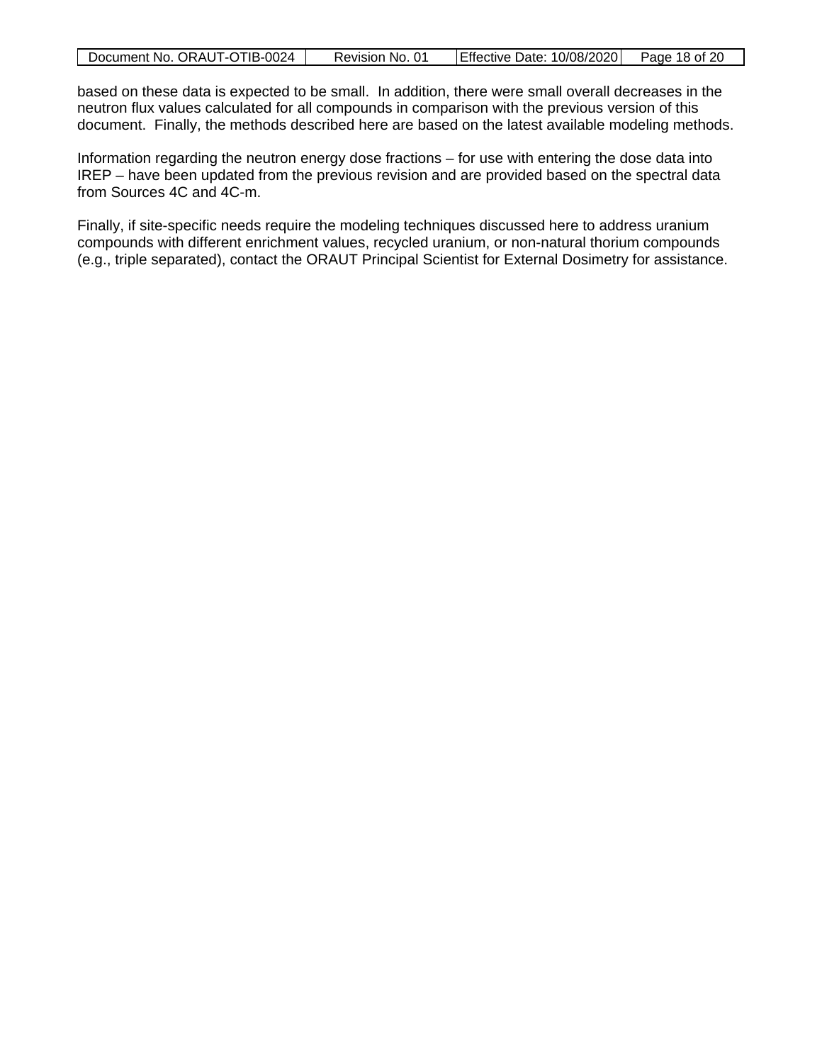based on these data is expected to be small. In addition, there were small overall decreases in the neutron flux values calculated for all compounds in comparison with the previous version of this document. Finally, the methods described here are based on the latest available modeling methods.

Information regarding the neutron energy dose fractions – for use with entering the dose data into IREP – have been updated from the previous revision and are provided based on the spectral data from Sources 4C and 4C-m.

Finally, if site-specific needs require the modeling techniques discussed here to address uranium compounds with different enrichment values, recycled uranium, or non-natural thorium compounds (e.g., triple separated), contact the ORAUT Principal Scientist for External Dosimetry for assistance.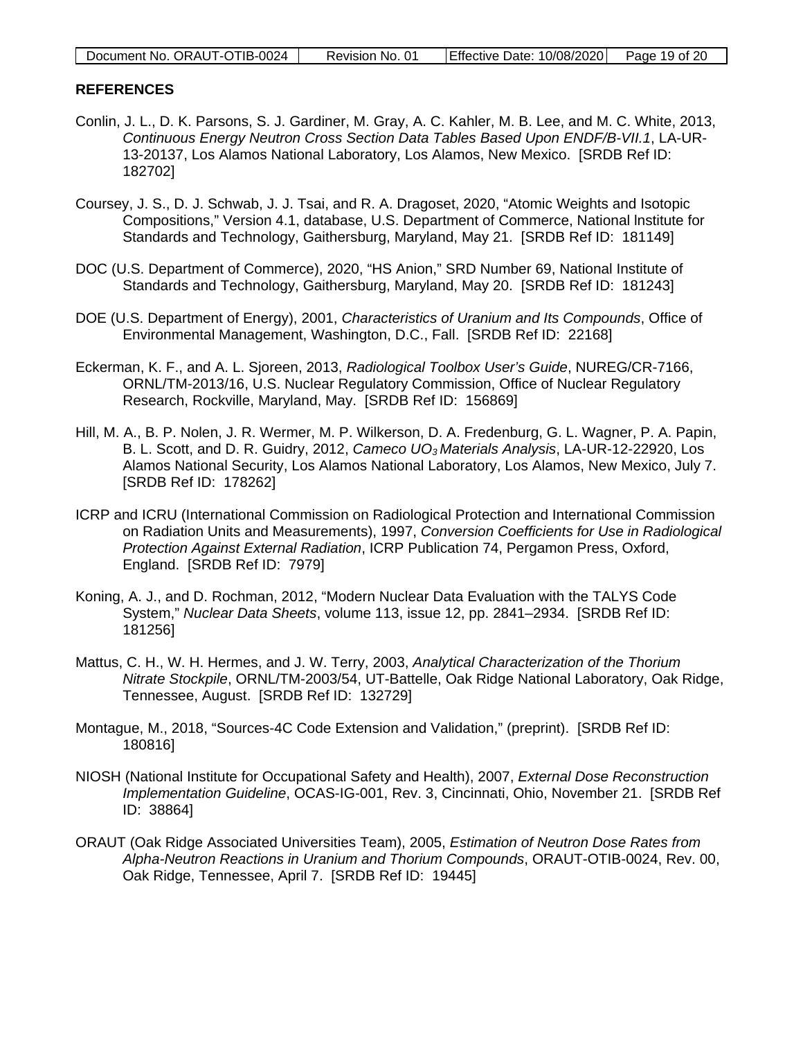## REFERENCES

Conlin, J. L., D. K. Parsons, S. J. Gardiner, M. Gray, A. C. Kahler, M. B. Lee, and M. C. White, 2013, *Continuous Energy Neutron Cross Section Data Tables Based Upon ENDF/B-VII.1*, LA-UR-13-20137, Los Alamos National Laboratory, Los Alamos, New Mexico. [SRDB Ref ID: 182702]

Coursey, J. S., D. J. Schwab, J. J. Tsai, and R. A. Dragoset, 2020, "Atomic Weights and Isotopic Compositions," Version 4.1, database, U.S. Department of Commerce, National Institute for Standards and Technology, Gaithersburg, Maryland, May 21. [SRDB Ref ID: 181149]

DOC (U.S. Department of Commerce), 2020, "HS Anion," SRD Number 69, National Institute of Standards and Technology, Gaithersburg, Maryland, May 20. [SRDB Ref ID: 181243]

DOE (U.S. Department of Energy), 2001, *Characteristics of Uranium and Its Compounds*, Office of Environmental Management, Washington, D.C., Fall. [SRDB Ref ID: 22168]

Eckerman, K. F., and A. L. Sjoreen, 2013, *Radiological Toolbox User's Guide*, NUREG/CR-7166, ORNL/TM-2013/16, U.S. Nuclear Regulatory Commission, Office of Nuclear Regulatory Research, Rockville, Maryland, May. [SRDB Ref ID: 156869]

Hill, M. A., B. P. Nolen, J. R. Wermer, M. P. Wilkerson, D. A. Fredenburg, G. L. Wagner, P. A. Papin, B. L. Scott, and D. R. Guidry, 2012, *Cameco $UO_3$ Materials Analysis*, LA-UR-12-22920, Los Alamos National Security, Los Alamos National Laboratory, Los Alamos, New Mexico, July 7. [SRDB Ref ID: 178262]

ICRP and ICRU (International Commission on Radiological Protection and International Commission on Radiation Units and Measurements), 1997, *Conversion Coefficients for Use in Radiological Protection Against External Radiation*, ICRP Publication 74, Pergamon Press, Oxford, England. [SRDB Ref ID: 7979]

Koning, A. J., and D. Rochman, 2012, "Modern Nuclear Data Evaluation with the TALYS Code System," *Nuclear Data Sheets*, volume 113, issue 12, pp. 2841–2934. [SRDB Ref ID: 181256]

Mattus, C. H., W. H. Hermes, and J. W. Terry, 2003, *Analytical Characterization of the Thorium Nitrate Stockpile*, ORNL/TM-2003/54, UT-Battelle, Oak Ridge National Laboratory, Oak Ridge, Tennessee, August. [SRDB Ref ID: 132729]

Montague, M., 2018, "Sources-4C Code Extension and Validation," (preprint). [SRDB Ref ID: 180816]

NIOSH (National Institute for Occupational Safety and Health), 2007, *External Dose Reconstruction Implementation Guideline*, OCAS-IG-001, Rev. 3, Cincinnati, Ohio, November 21. [SRDB Ref ID: 38864]

ORAUT (Oak Ridge Associated Universities Team), 2005, *Estimation of Neutron Dose Rates from Alpha-Neutron Reactions in Uranium and Thorium Compounds*, ORAUT-OTIB-0024, Rev. 00, Oak Ridge, Tennessee, April 7. [SRDB Ref ID: 19445]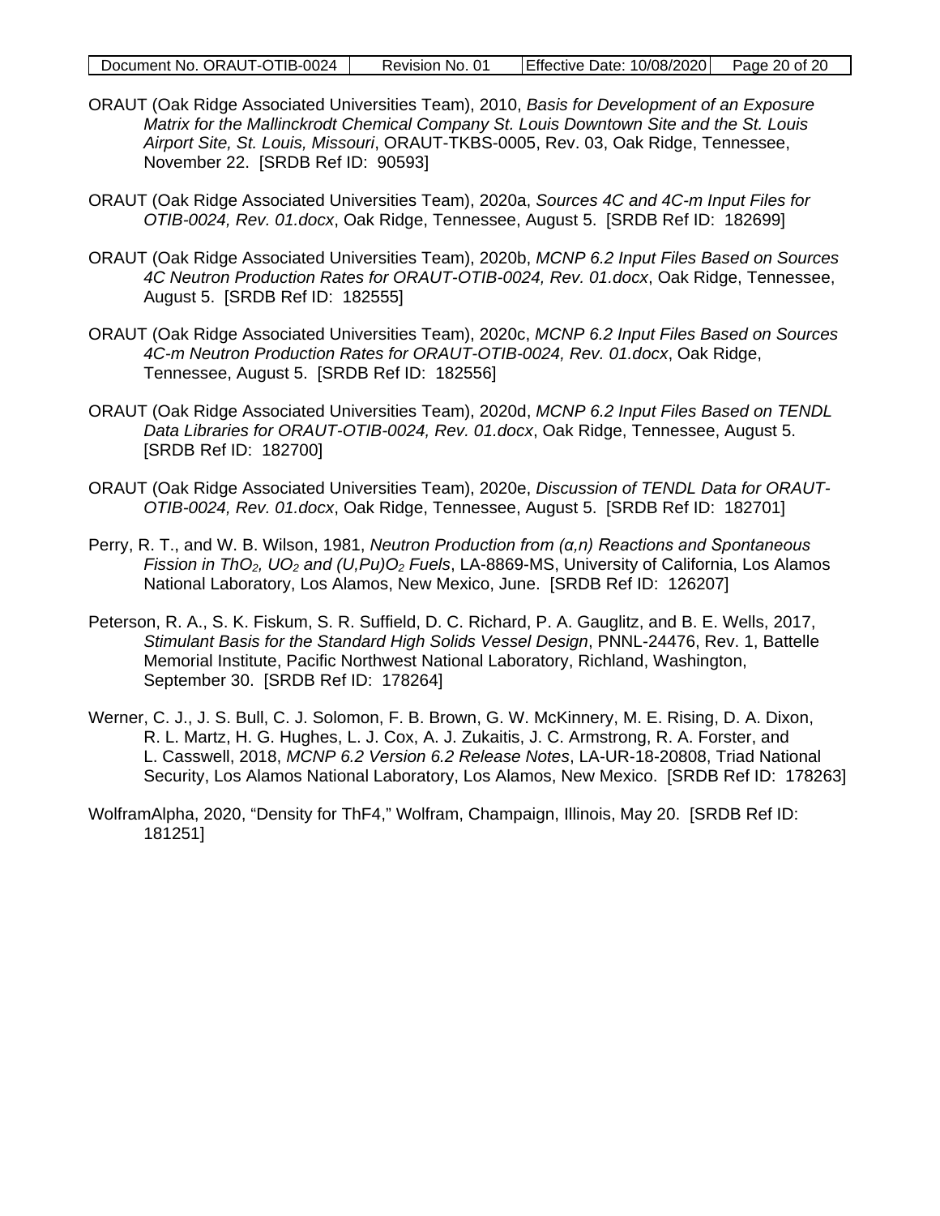ORAUT (Oak Ridge Associated Universities Team), 2010, *Basis for Development of an Exposure Matrix for the Mallinckrodt Chemical Company St. Louis Downtown Site and the St. Louis Airport Site, St. Louis, Missouri*, ORAUT-TKBS-0005, Rev. 03, Oak Ridge, Tennessee, November 22. [SRDB Ref ID: 90593]

ORAUT (Oak Ridge Associated Universities Team), 2020a, *Sources 4C and 4C-m Input Files for OTIB-0024, Rev. 01.docx*, Oak Ridge, Tennessee, August 5. [SRDB Ref ID: 182699]

ORAUT (Oak Ridge Associated Universities Team), 2020b, *MCNP 6.2 Input Files Based on Sources 4C Neutron Production Rates for ORAUT-OTIB-0024, Rev. 01.docx*, Oak Ridge, Tennessee, August 5. [SRDB Ref ID: 182555]

ORAUT (Oak Ridge Associated Universities Team), 2020c, *MCNP 6.2 Input Files Based on Sources 4C-m Neutron Production Rates for ORAUT-OTIB-0024, Rev. 01.docx*, Oak Ridge, Tennessee, August 5. [SRDB Ref ID: 182556]

ORAUT (Oak Ridge Associated Universities Team), 2020d, *MCNP 6.2 Input Files Based on TENDL Data Libraries for ORAUT-OTIB-0024, Rev. 01.docx*, Oak Ridge, Tennessee, August 5. [SRDB Ref ID: 182700]

ORAUT (Oak Ridge Associated Universities Team), 2020e, *Discussion of TENDL Data for ORAUT-OTIB-0024, Rev. 01.docx*, Oak Ridge, Tennessee, August 5. [SRDB Ref ID: 182701]

Perry, R. T., and W. B. Wilson, 1981, *Neutron Production from (α,n) Reactions and Spontaneous Fission in $ThO_2$, $UO_2$ and $(U,Pu)O_2$ Fuels*, LA-8869-MS, University of California, Los Alamos National Laboratory, Los Alamos, New Mexico, June. [SRDB Ref ID: 126207]

Peterson, R. A., S. K. Fiskum, S. R. Suffield, D. C. Richard, P. A. Gauglitz, and B. E. Wells, 2017, *Stimulant Basis for the Standard High Solids Vessel Design*, PNNL-24476, Rev. 1, Battelle Memorial Institute, Pacific Northwest National Laboratory, Richland, Washington, September 30. [SRDB Ref ID: 178264]

Werner, C. J., J. S. Bull, C. J. Solomon, F. B. Brown, G. W. McKinnery, M. E. Rising, D. A. Dixon, R. L. Martz, H. G. Hughes, L. J. Cox, A. J. Zukaitis, J. C. Armstrong, R. A. Forster, and L. Casswell, 2018, *MCNP 6.2 Version 6.2 Release Notes*, LA-UR-18-20808, Triad National Security, Los Alamos National Laboratory, Los Alamos, New Mexico. [SRDB Ref ID: 178263]

WolframAlpha, 2020, "Density for ThF4," Wolfram, Champaign, Illinois, May 20. [SRDB Ref ID: 181251]